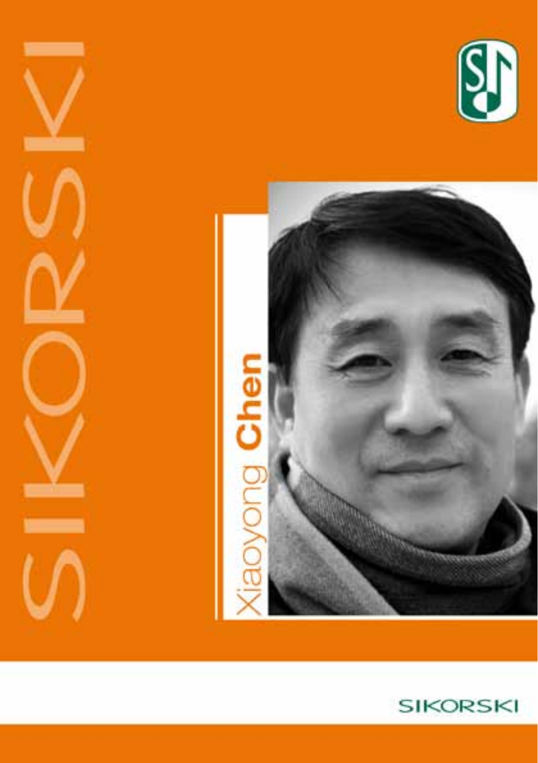# SIKORSKI

# Xiaoyong **Chen**

SIKORSKI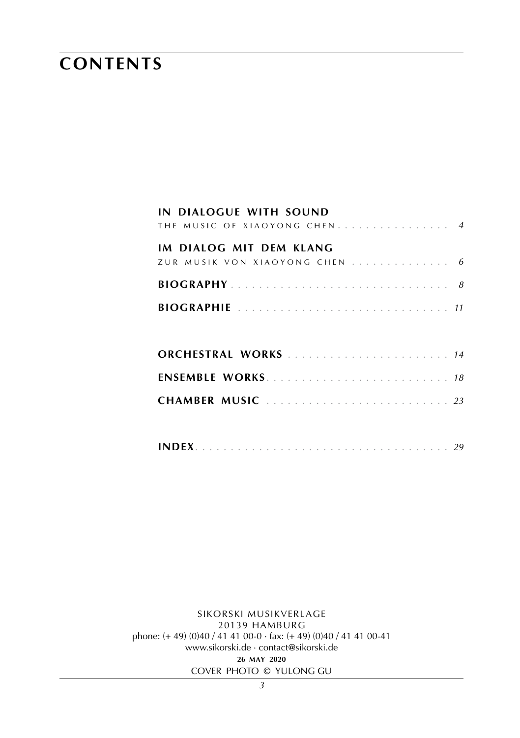# CONTENTS

**IN DIALOGUE WITH SOUND**
THE MUSIC OF XIAOYONG CHEN . . . . . . . . . . . . . . . . *4*

**IM DIALOG MIT DEM KLANG**
ZUR MUSIK VON XIAOYONG CHEN . . . . . . . . . . . . . . *6*

**BIOGRAPHY** . . . . . . . . . . . . . . . . . . . . . . . . . . . . . . . *8*

**BIOGRAPHIE** . . . . . . . . . . . . . . . . . . . . . . . . . . . . . . *11*

**ORCHESTRAL WORKS** . . . . . . . . . . . . . . . . . . . . . . *14*

**ENSEMBLE WORKS** . . . . . . . . . . . . . . . . . . . . . . . . . *18*

**CHAMBER MUSIC** . . . . . . . . . . . . . . . . . . . . . . . . . *23*

**INDEX** . . . . . . . . . . . . . . . . . . . . . . . . . . . . . . . . . . . *29*

SIKORSKI MUSIKVERLAGE
20139 HAMBURG
phone: (+ 49) (0)40 / 41 41 00-0 · fax: (+ 49) (0)40 / 41 41 00-41
www.sikorski.de · contact@sikorski.de
**26 MAY 2020**
COVER PHOTO © YULONG GU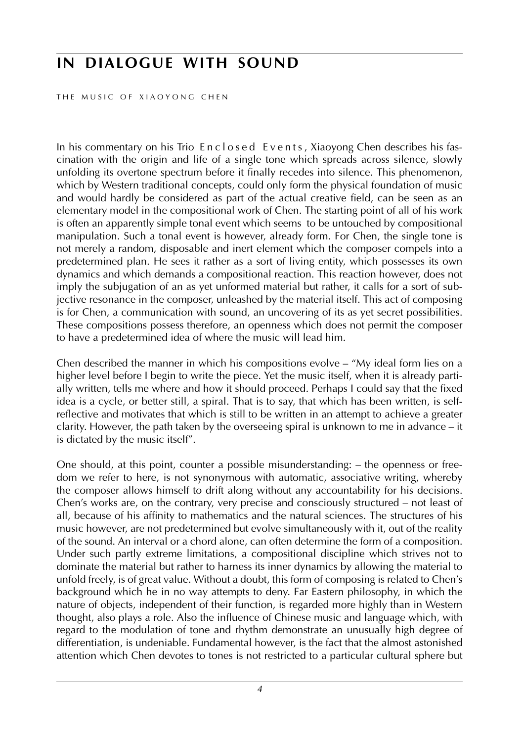# IN DIALOGUE WITH SOUND

THE MUSIC OF XIAOYONG CHEN

In his commentary on his Trio *Enclosed Events*, Xiaoyong Chen describes his fascination with the origin and life of a single tone which spreads across silence, slowly unfolding its overtone spectrum before it finally recedes into silence. This phenomenon, which by Western traditional concepts, could only form the physical foundation of music and would hardly be considered as part of the actual creative field, can be seen as an elementary model in the compositional work of Chen. The starting point of all of his work is often an apparently simple tonal event which seems to be untouched by compositional manipulation. Such a tonal event is however, already form. For Chen, the single tone is not merely a random, disposable and inert element which the composer compels into a predetermined plan. He sees it rather as a sort of living entity, which possesses its own dynamics and which demands a compositional reaction. This reaction however, does not imply the subjugation of an as yet unformed material but rather, it calls for a sort of subjective resonance in the composer, unleashed by the material itself. This act of composing is for Chen, a communication with sound, an uncovering of its as yet secret possibilities. These compositions possess therefore, an openness which does not permit the composer to have a predetermined idea of where the music will lead him.

Chen described the manner in which his compositions evolve – "My ideal form lies on a higher level before I begin to write the piece. Yet the music itself, when it is already partially written, tells me where and how it should proceed. Perhaps I could say that the fixed idea is a cycle, or better still, a spiral. That is to say, that which has been written, is self-reflective and motivates that which is still to be written in an attempt to achieve a greater clarity. However, the path taken by the overseeing spiral is unknown to me in advance – it is dictated by the music itself".

One should, at this point, counter a possible misunderstanding: – the openness or freedom we refer to here, is not synonymous with automatic, associative writing, whereby the composer allows himself to drift along without any accountability for his decisions. Chen's works are, on the contrary, very precise and consciously structured – not least of all, because of his affinity to mathematics and the natural sciences. The structures of his music however, are not predetermined but evolve simultaneously with it, out of the reality of the sound. An interval or a chord alone, can often determine the form of a composition. Under such partly extreme limitations, a compositional discipline which strives not to dominate the material but rather to harness its inner dynamics by allowing the material to unfold freely, is of great value. Without a doubt, this form of composing is related to Chen's background which he in no way attempts to deny. Far Eastern philosophy, in which the nature of objects, independent of their function, is regarded more highly than in Western thought, also plays a role. Also the influence of Chinese music and language which, with regard to the modulation of tone and rhythm demonstrate an unusually high degree of differentiation, is undeniable. Fundamental however, is the fact that the almost astonished attention which Chen devotes to tones is not restricted to a particular cultural sphere but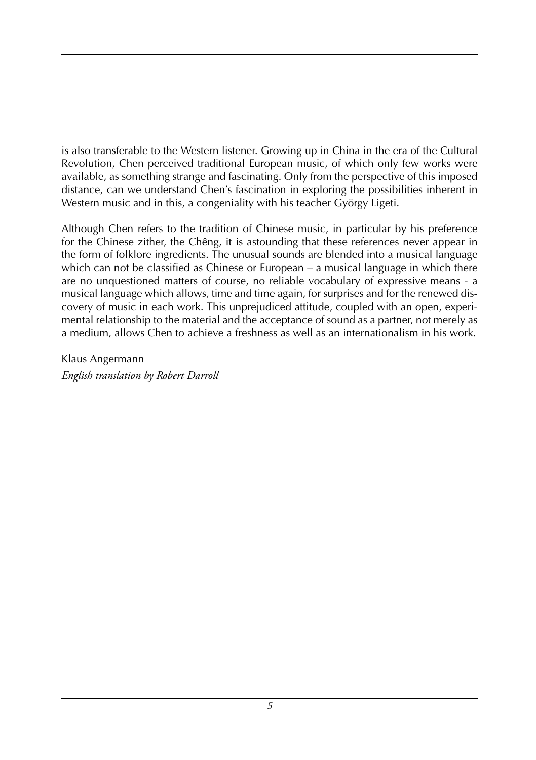is also transferable to the Western listener. Growing up in China in the era of the Cultural Revolution, Chen perceived traditional European music, of which only few works were available, as something strange and fascinating. Only from the perspective of this imposed distance, can we understand Chen's fascination in exploring the possibilities inherent in Western music and in this, a congeniality with his teacher György Ligeti.

Although Chen refers to the tradition of Chinese music, in particular by his preference for the Chinese zither, the Chêng, it is astounding that these references never appear in the form of folklore ingredients. The unusual sounds are blended into a musical language which can not be classified as Chinese or European – a musical language in which there are no unquestioned matters of course, no reliable vocabulary of expressive means - a musical language which allows, time and time again, for surprises and for the renewed discovery of music in each work. This unprejudiced attitude, coupled with an open, experimental relationship to the material and the acceptance of sound as a partner, not merely as a medium, allows Chen to achieve a freshness as well as an internationalism in his work.

Klaus Angermann

*English translation by Robert Darroll*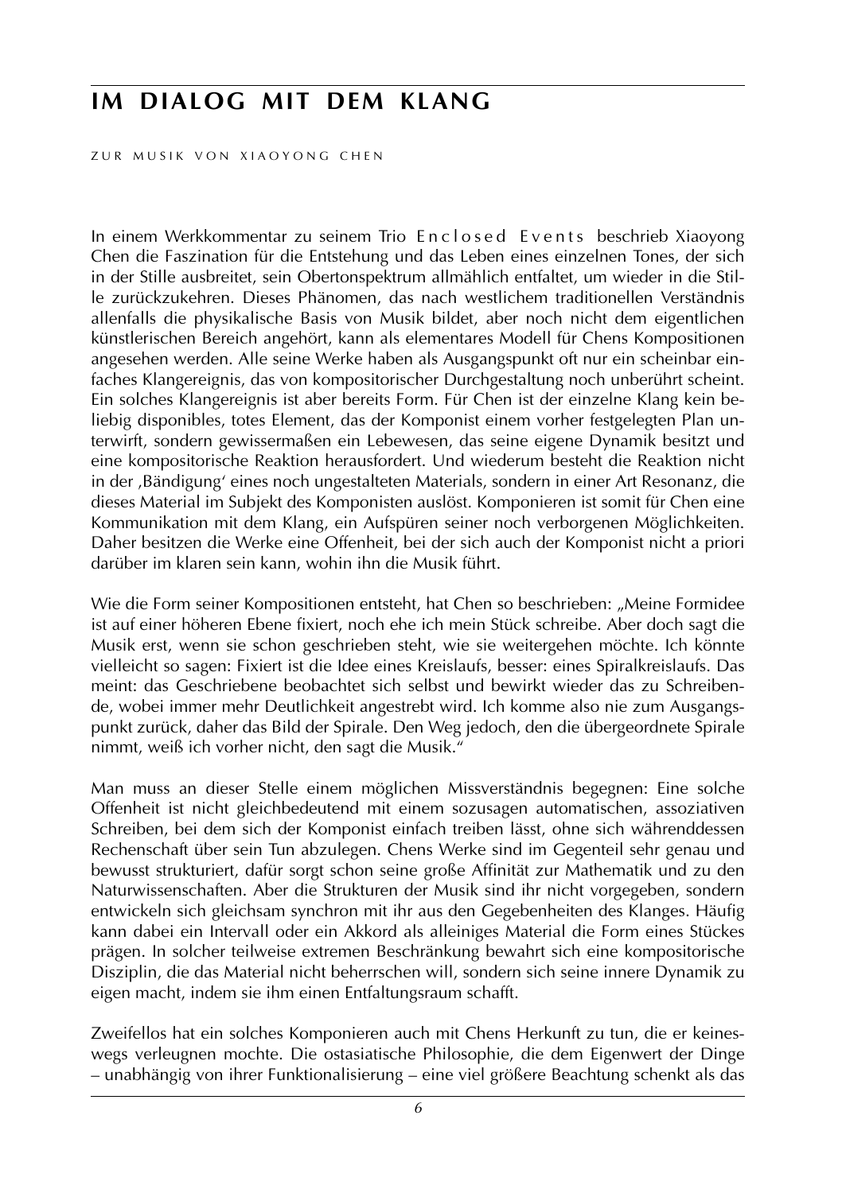# IM DIALOG MIT DEM KLANG

ZUR MUSIK VON XIAOYONG CHEN

In einem Werkkommentar zu seinem Trio Enclosed Events beschrieb Xiaoyong Chen die Faszination für die Entstehung und das Leben eines einzelnen Tones, der sich in der Stille ausbreitet, sein Obertonspektrum allmählich entfaltet, um wieder in die Stille zurückzukehren. Dieses Phänomen, das nach westlichem traditionellen Verständnis allenfalls die physikalische Basis von Musik bildet, aber noch nicht dem eigentlichen künstlerischen Bereich angehört, kann als elementares Modell für Chens Kompositionen angesehen werden. Alle seine Werke haben als Ausgangspunkt oft nur ein scheinbar einfaches Klangereignis, das von kompositorischer Durchgestaltung noch unberührt scheint. Ein solches Klangereignis ist aber bereits Form. Für Chen ist der einzelne Klang kein beliebig disponibles, totes Element, das der Komponist einem vorher festgelegten Plan unterwirft, sondern gewissermaßen ein Lebewesen, das seine eigene Dynamik besitzt und eine kompositorische Reaktion herausfordert. Und wiederum besteht die Reaktion nicht in der ‚Bändigung' eines noch ungestalteten Materials, sondern in einer Art Resonanz, die dieses Material im Subjekt des Komponisten auslöst. Komponieren ist somit für Chen eine Kommunikation mit dem Klang, ein Aufspüren seiner noch verborgenen Möglichkeiten. Daher besitzen die Werke eine Offenheit, bei der sich auch der Komponist nicht a priori darüber im klaren sein kann, wohin ihn die Musik führt.

Wie die Form seiner Kompositionen entsteht, hat Chen so beschrieben: „Meine Formidee ist auf einer höheren Ebene fixiert, noch ehe ich mein Stück schreibe. Aber doch sagt die Musik erst, wenn sie schon geschrieben steht, wie sie weitergehen möchte. Ich könnte vielleicht so sagen: Fixiert ist die Idee eines Kreislaufs, besser: eines Spiralkreislaufs. Das meint: das Geschriebene beobachtet sich selbst und bewirkt wieder das zu Schreibende, wobei immer mehr Deutlichkeit angestrebt wird. Ich komme also nie zum Ausgangspunkt zurück, daher das Bild der Spirale. Den Weg jedoch, den die übergeordnete Spirale nimmt, weiß ich vorher nicht, den sagt die Musik."

Man muss an dieser Stelle einem möglichen Missverständnis begegnen: Eine solche Offenheit ist nicht gleichbedeutend mit einem sozusagen automatischen, assoziativen Schreiben, bei dem sich der Komponist einfach treiben lässt, ohne sich währenddessen Rechenschaft über sein Tun abzulegen. Chens Werke sind im Gegenteil sehr genau und bewusst strukturiert, dafür sorgt schon seine große Affinität zur Mathematik und zu den Naturwissenschaften. Aber die Strukturen der Musik sind ihr nicht vorgegeben, sondern entwickeln sich gleichsam synchron mit ihr aus den Gegebenheiten des Klanges. Häufig kann dabei ein Intervall oder ein Akkord als alleiniges Material die Form eines Stückes prägen. In solcher teilweise extremen Beschränkung bewahrt sich eine kompositorische Disziplin, die das Material nicht beherrschen will, sondern sich seine innere Dynamik zu eigen macht, indem sie ihm einen Entfaltungsraum schafft.

Zweifellos hat ein solches Komponieren auch mit Chens Herkunft zu tun, die er keineswegs verleugnen mochte. Die ostasiatische Philosophie, die dem Eigenwert der Dinge – unabhängig von ihrer Funktionalisierung – eine viel größere Beachtung schenkt als das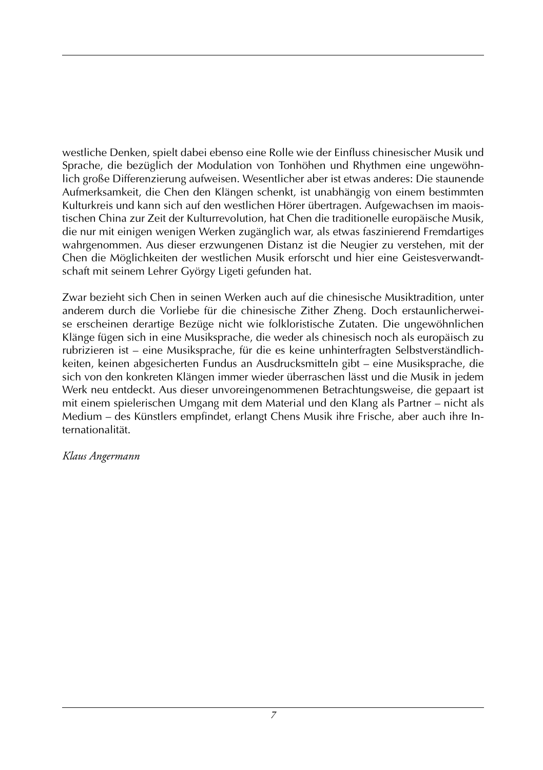westliche Denken, spielt dabei ebenso eine Rolle wie der Einfluss chinesischer Musik und Sprache, die bezüglich der Modulation von Tonhöhen und Rhythmen eine ungewöhnlich große Differenzierung aufweisen. Wesentlicher aber ist etwas anderes: Die staunende Aufmerksamkeit, die Chen den Klängen schenkt, ist unabhängig von einem bestimmten Kulturkreis und kann sich auf den westlichen Hörer übertragen. Aufgewachsen im maoistischen China zur Zeit der Kulturrevolution, hat Chen die traditionelle europäische Musik, die nur mit einigen wenigen Werken zugänglich war, als etwas faszinierend Fremdartiges wahrgenommen. Aus dieser erzwungenen Distanz ist die Neugier zu verstehen, mit der Chen die Möglichkeiten der westlichen Musik erforscht und hier eine Geistesverwandtschaft mit seinem Lehrer György Ligeti gefunden hat.

Zwar bezieht sich Chen in seinen Werken auch auf die chinesische Musiktradition, unter anderem durch die Vorliebe für die chinesische Zither Zheng. Doch erstaunlicherweise erscheinen derartige Bezüge nicht wie folkloristische Zutaten. Die ungewöhnlichen Klänge fügen sich in eine Musiksprache, die weder als chinesisch noch als europäisch zu rubrizieren ist – eine Musiksprache, für die es keine unhinterfragten Selbstverständlichkeiten, keinen abgesicherten Fundus an Ausdrucksmitteln gibt – eine Musiksprache, die sich von den konkreten Klängen immer wieder überraschen lässt und die Musik in jedem Werk neu entdeckt. Aus dieser unvoreingenommenen Betrachtungsweise, die gepaart ist mit einem spielerischen Umgang mit dem Material und den Klang als Partner – nicht als Medium – des Künstlers empfindet, erlangt Chens Musik ihre Frische, aber auch ihre Internationalität.

*Klaus Angermann*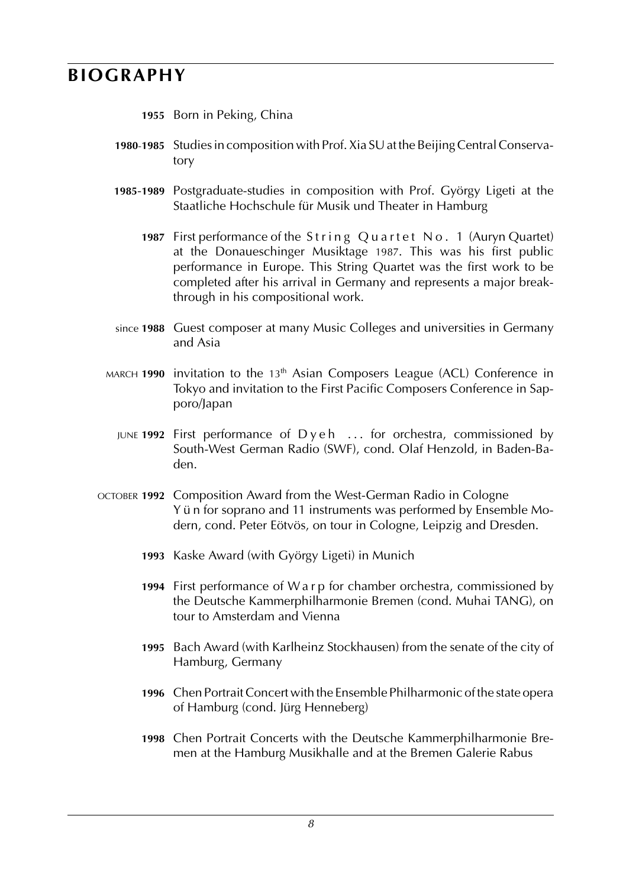## BIOGRAPHY

**1955** Born in Peking, China

**1980-1985** Studies in composition with Prof. Xia SU at the Beijing Central Conservatory

**1985-1989** Postgraduate-studies in composition with Prof. György Ligeti at the Staatliche Hochschule für Musik und Theater in Hamburg

**1987** First performance of the String Quartet No. 1 (Auryn Quartet) at the Donaueschinger Musiktage 1987. This was his first public performance in Europe. This String Quartet was the first work to be completed after his arrival in Germany and represents a major breakthrough in his compositional work.

since **1988** Guest composer at many Music Colleges and universities in Germany and Asia

MARCH **1990** invitation to the 13th Asian Composers League (ACL) Conference in Tokyo and invitation to the First Pacific Composers Conference in Sapporo/Japan

JUNE **1992** First performance of Dyeh ... for orchestra, commissioned by South-West German Radio (SWF), cond. Olaf Henzold, in Baden-Baden.

OCTOBER **1992** Composition Award from the West-German Radio in Cologne
Yün for soprano and 11 instruments was performed by Ensemble Modern, cond. Peter Eötvös, on tour in Cologne, Leipzig and Dresden.

**1993** Kaske Award (with György Ligeti) in Munich

**1994** First performance of Warp for chamber orchestra, commissioned by the Deutsche Kammerphilharmonie Bremen (cond. Muhai TANG), on tour to Amsterdam and Vienna

**1995** Bach Award (with Karlheinz Stockhausen) from the senate of the city of Hamburg, Germany

**1996** Chen Portrait Concert with the Ensemble Philharmonic of the state opera of Hamburg (cond. Jürg Henneberg)

**1998** Chen Portrait Concerts with the Deutsche Kammerphilharmonie Bremen at the Hamburg Musikhalle and at the Bremen Galerie Rabus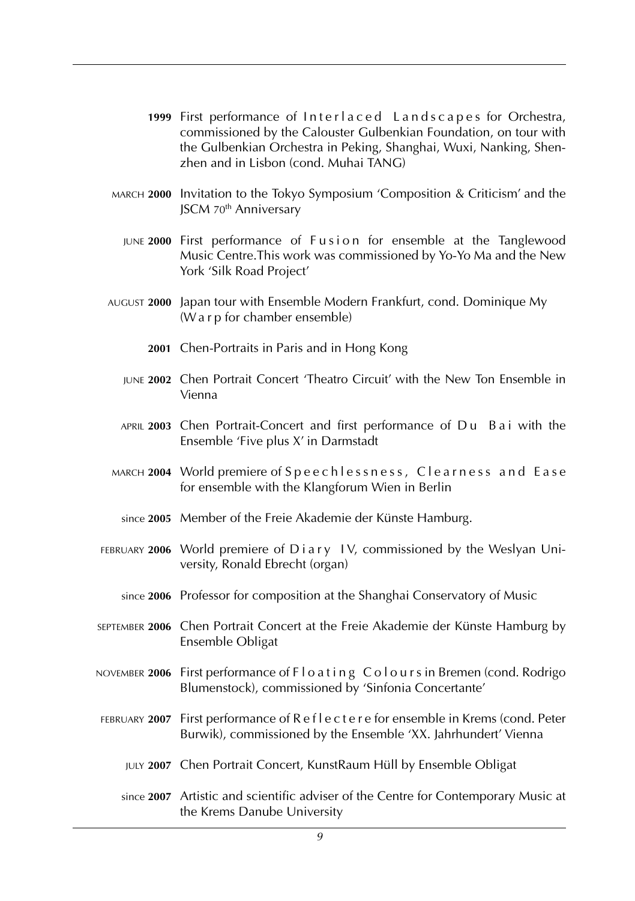**1999** First performance of Interlaced Landscapes for Orchestra, commissioned by the Calouster Gulbenkian Foundation, on tour with the Gulbenkian Orchestra in Peking, Shanghai, Wuxi, Nanking, Shenzhen and in Lisbon (cond. Muhai TANG)

MARCH **2000** Invitation to the Tokyo Symposium 'Composition & Criticism' and the JSCM 70th Anniversary

JUNE **2000** First performance of Fusion for ensemble at the Tanglewood Music Centre.This work was commissioned by Yo-Yo Ma and the New York 'Silk Road Project'

AUGUST **2000** Japan tour with Ensemble Modern Frankfurt, cond. Dominique My (Warp for chamber ensemble)

**2001** Chen-Portraits in Paris and in Hong Kong

JUNE **2002** Chen Portrait Concert 'Theatro Circuit' with the New Ton Ensemble in Vienna

APRIL **2003** Chen Portrait-Concert and first performance of Du Bai with the Ensemble 'Five plus X' in Darmstadt

MARCH **2004** World premiere of Speechlessness, Clearness and Ease for ensemble with the Klangforum Wien in Berlin

since **2005** Member of the Freie Akademie der Künste Hamburg.

FEBRUARY **2006** World premiere of Diary IV, commissioned by the Weslyan University, Ronald Ebrecht (organ)

since **2006** Professor for composition at the Shanghai Conservatory of Music

SEPTEMBER **2006** Chen Portrait Concert at the Freie Akademie der Künste Hamburg by Ensemble Obligat

NOVEMBER **2006** First performance of Floating Colours in Bremen (cond. Rodrigo Blumenstock), commissioned by 'Sinfonia Concertante'

FEBRUARY **2007** First performance of Reflectere for ensemble in Krems (cond. Peter Burwik), commissioned by the Ensemble 'XX. Jahrhundert' Vienna

JULY **2007** Chen Portrait Concert, KunstRaum Hüll by Ensemble Obligat

since **2007** Artistic and scientific adviser of the Centre for Contemporary Music at the Krems Danube University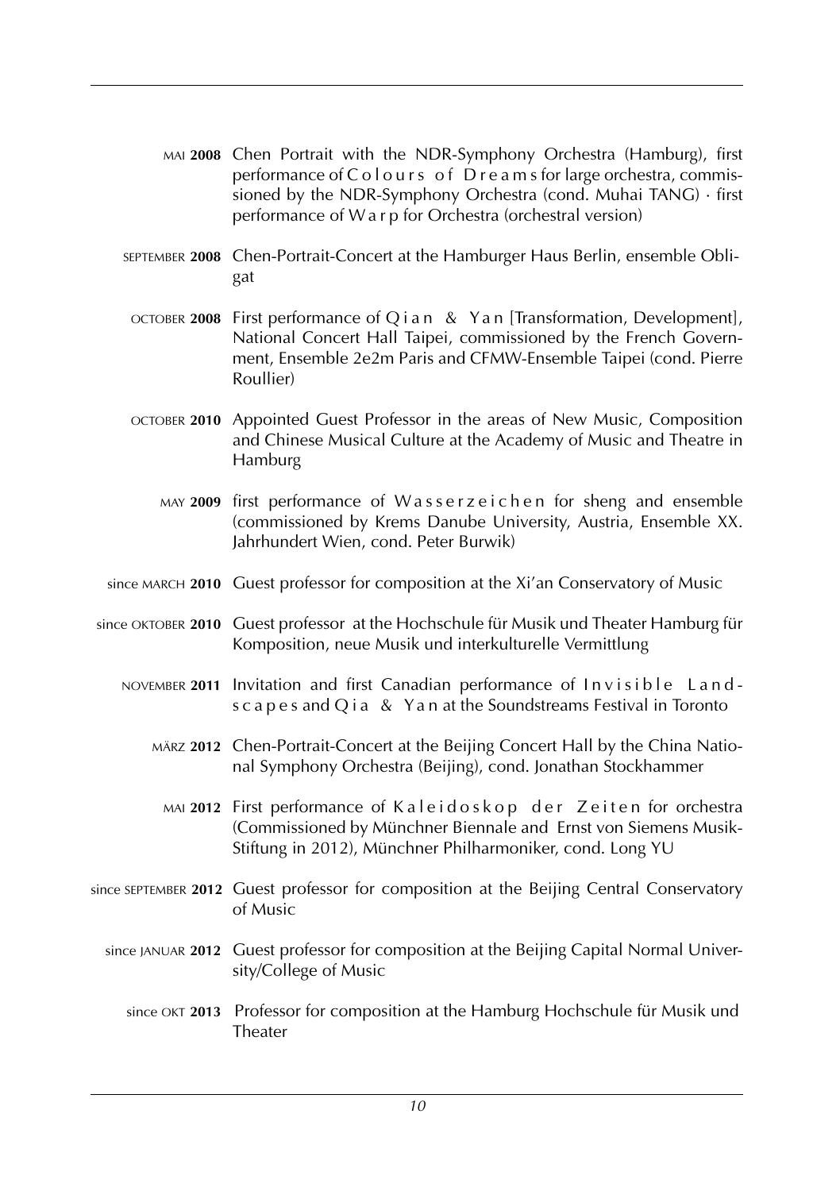MAI **2008** Chen Portrait with the NDR-Symphony Orchestra (Hamburg), first performance of Colours of Dreams for large orchestra, commissioned by the NDR-Symphony Orchestra (cond. Muhai TANG) · first performance of Warp for Orchestra (orchestral version)

SEPTEMBER **2008** Chen-Portrait-Concert at the Hamburger Haus Berlin, ensemble Obligat

OCTOBER **2008** First performance of Qian & Yan [Transformation, Development], National Concert Hall Taipei, commissioned by the French Government, Ensemble 2e2m Paris and CFMW-Ensemble Taipei (cond. Pierre Roullier)

OCTOBER **2010** Appointed Guest Professor in the areas of New Music, Composition and Chinese Musical Culture at the Academy of Music and Theatre in Hamburg

MAY **2009** first performance of Wasserzeichen for sheng and ensemble (commissioned by Krems Danube University, Austria, Ensemble XX. Jahrhundert Wien, cond. Peter Burwik)

since MARCH **2010** Guest professor for composition at the Xi'an Conservatory of Music

since OKTOBER **2010** Guest professor at the Hochschule für Musik und Theater Hamburg für Komposition, neue Musik und interkulturelle Vermittlung

NOVEMBER **2011** Invitation and first Canadian performance of Invisible Landscapes and Qia & Yan at the Soundstreams Festival in Toronto

MÄRZ **2012** Chen-Portrait-Concert at the Beijing Concert Hall by the China National Symphony Orchestra (Beijing), cond. Jonathan Stockhammer

MAI **2012** First performance of Kaleidoskop der Zeiten for orchestra (Commissioned by Münchner Biennale and Ernst von Siemens Musik-Stiftung in 2012), Münchner Philharmoniker, cond. Long YU

since SEPTEMBER **2012** Guest professor for composition at the Beijing Central Conservatory of Music

since JANUAR **2012** Guest professor for composition at the Beijing Capital Normal University/College of Music

since OKT **2013** Professor for composition at the Hamburg Hochschule für Musik und Theater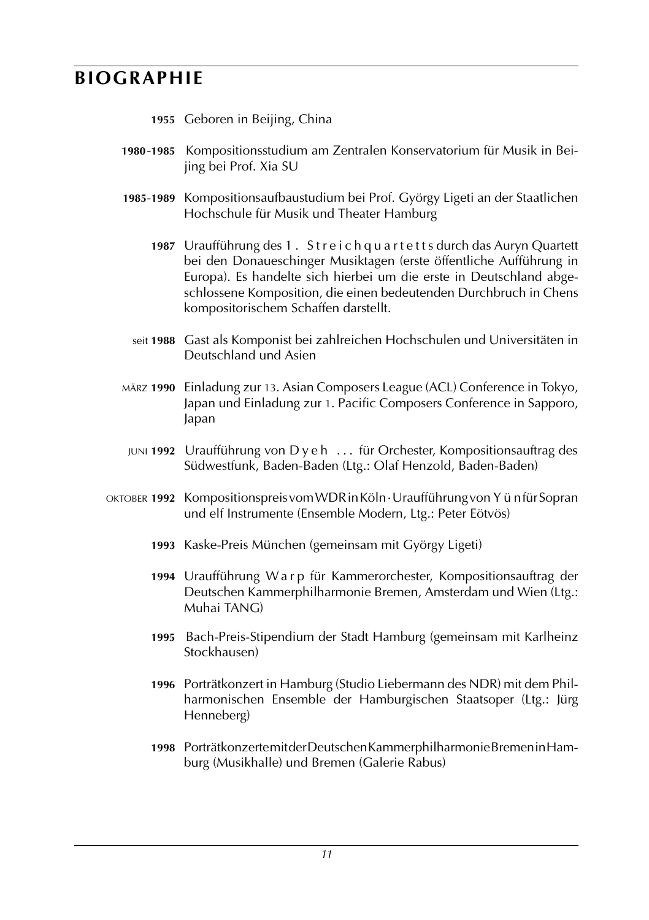# BIOGRAPHIE

**1955** Geboren in Beijing, China

**1980-1985** Kompositionsstudium am Zentralen Konservatorium für Musik in Beijing bei Prof. Xia SU

**1985-1989** Kompositionsaufbaustudium bei Prof. György Ligeti an der Staatlichen Hochschule für Musik und Theater Hamburg

**1987** Uraufführung des 1. Streichquartetts durch das Auryn Quartett bei den Donaueschinger Musiktagen (erste öffentliche Aufführung in Europa). Es handelte sich hierbei um die erste in Deutschland abgeschlossene Komposition, die einen bedeutenden Durchbruch in Chens kompositorischem Schaffen darstellt.

seit **1988** Gast als Komponist bei zahlreichen Hochschulen und Universitäten in Deutschland und Asien

MÄRZ **1990** Einladung zur 13. Asian Composers League (ACL) Conference in Tokyo, Japan und Einladung zur 1. Pacific Composers Conference in Sapporo, Japan

JUNI **1992** Uraufführung von Dyeh ... für Orchester, Kompositionsauftrag des Südwestfunk, Baden-Baden (Ltg.: Olaf Henzold, Baden-Baden)

OKTOBER **1992** Kompositionspreis vom WDR in Köln · Uraufführung von Yün für Sopran und elf Instrumente (Ensemble Modern, Ltg.: Peter Eötvös)

**1993** Kaske-Preis München (gemeinsam mit György Ligeti)

**1994** Uraufführung Warp für Kammerorchester, Kompositionsauftrag der Deutschen Kammerphilharmonie Bremen, Amsterdam und Wien (Ltg.: Muhai TANG)

**1995** Bach-Preis-Stipendium der Stadt Hamburg (gemeinsam mit Karlheinz Stockhausen)

**1996** Porträtkonzert in Hamburg (Studio Liebermann des NDR) mit dem Philharmonischen Ensemble der Hamburgischen Staatsoper (Ltg.: Jürg Henneberg)

**1998** Porträtkonzerte mit der Deutschen Kammerphilharmonie Bremen in Hamburg (Musikhalle) und Bremen (Galerie Rabus)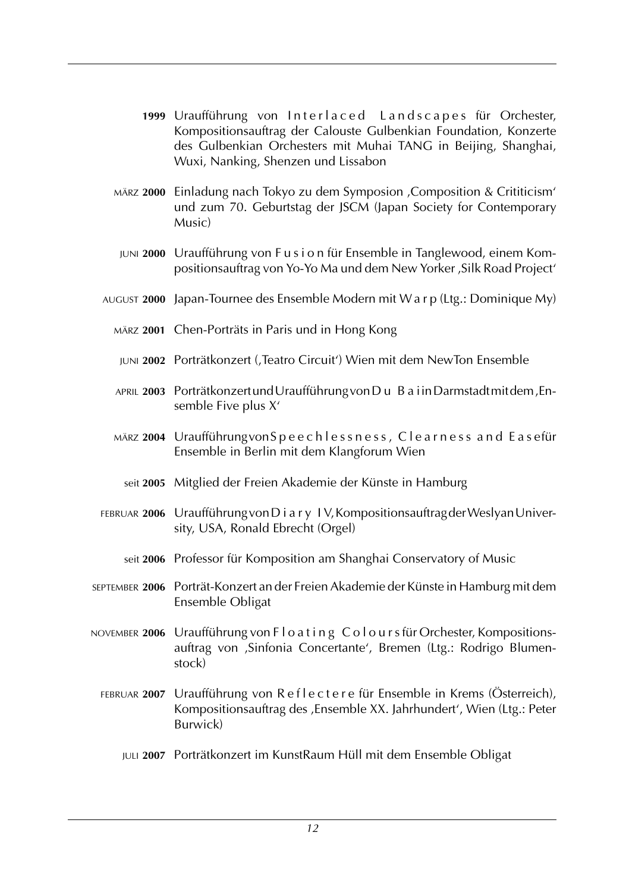**1999** Uraufführung von Interlaced Landscapes für Orchester, Kompositionsauftrag der Calouste Gulbenkian Foundation, Konzerte des Gulbenkian Orchesters mit Muhai TANG in Beijing, Shanghai, Wuxi, Nanking, Shenzen und Lissabon

MÄRZ **2000** Einladung nach Tokyo zu dem Symposion ‚Composition & Crititicism' und zum 70. Geburtstag der JSCM (Japan Society for Contemporary Music)

JUNI **2000** Uraufführung von Fusion für Ensemble in Tanglewood, einem Kompositionsauftrag von Yo-Yo Ma und dem New Yorker ‚Silk Road Project'

AUGUST **2000** Japan-Tournee des Ensemble Modern mit Warp (Ltg.: Dominique My)

MÄRZ **2001** Chen-Porträts in Paris und in Hong Kong

JUNI **2002** Porträtkonzert (‚Teatro Circuit') Wien mit dem NewTon Ensemble

APRIL **2003** Porträtkonzert und Uraufführung von Du Bai in Darmstadt mit dem ‚Ensemble Five plus X'

MÄRZ **2004** Uraufführung von Speechlessness, Clearness and Ease für Ensemble in Berlin mit dem Klangforum Wien

seit **2005** Mitglied der Freien Akademie der Künste in Hamburg

FEBRUAR **2006** Uraufführung von Diary IV, Kompositionsauftrag der Weslyan University, USA, Ronald Ebrecht (Orgel)

seit **2006** Professor für Komposition am Shanghai Conservatory of Music

SEPTEMBER **2006** Porträt-Konzert an der Freien Akademie der Künste in Hamburg mit dem Ensemble Obligat

NOVEMBER **2006** Uraufführung von Floating Colours für Orchester, Kompositionsauftrag von ‚Sinfonia Concertante', Bremen (Ltg.: Rodrigo Blumenstock)

FEBRUAR **2007** Uraufführung von Reflectere für Ensemble in Krems (Österreich), Kompositionsauftrag des ‚Ensemble XX. Jahrhundert', Wien (Ltg.: Peter Burwick)

JULI **2007** Porträtkonzert im KunstRaum Hüll mit dem Ensemble Obligat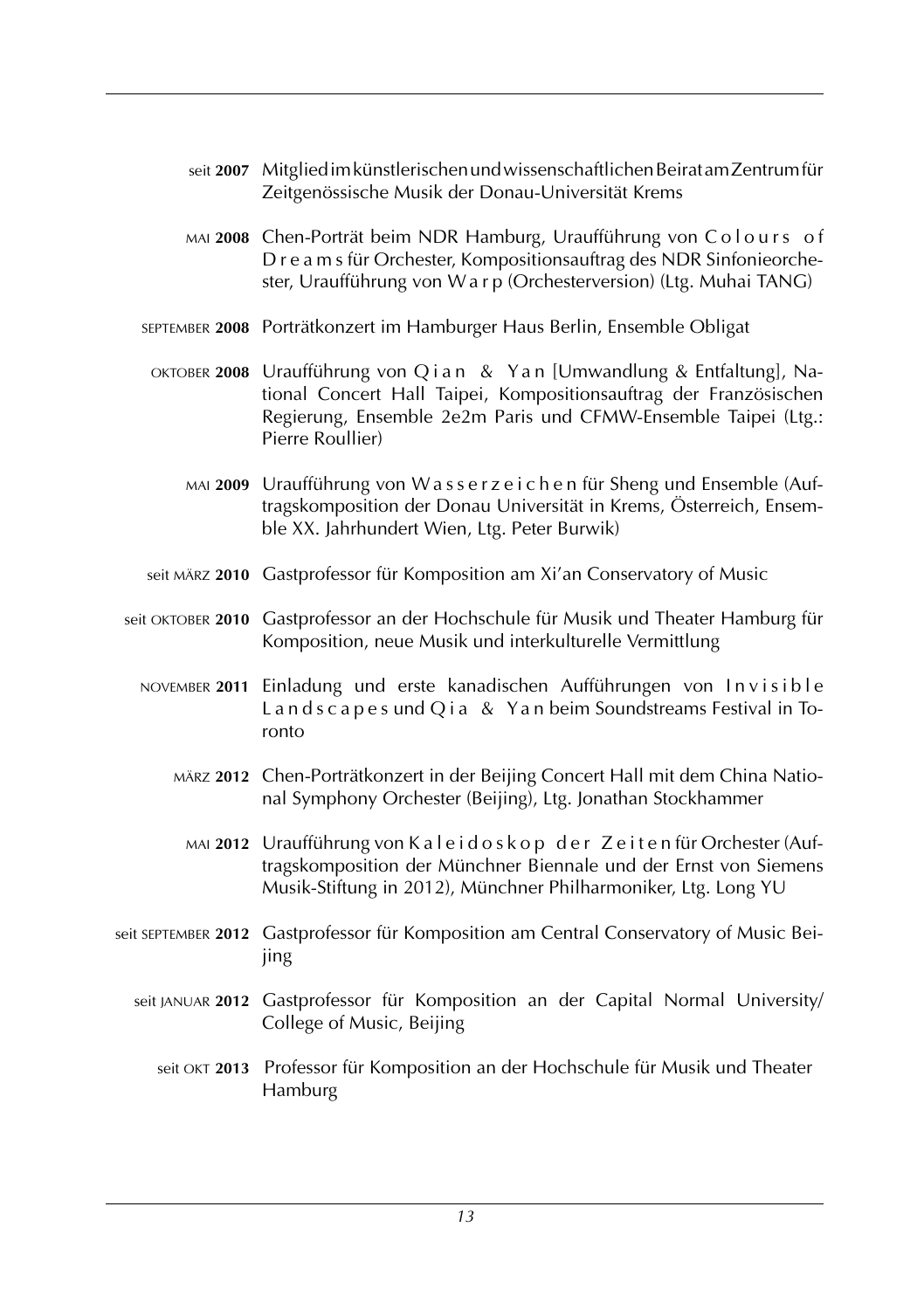seit **2007** Mitglied im künstlerischen und wissenschaftlichen Beirat am Zentrum für Zeitgenössische Musik der Donau-Universität Krems

MAI **2008** Chen-Porträt beim NDR Hamburg, Uraufführung von Colours of Dreams für Orchester, Kompositionsauftrag des NDR Sinfonieorchester, Uraufführung von Warp (Orchesterversion) (Ltg. Muhai TANG)

SEPTEMBER **2008** Porträtkonzert im Hamburger Haus Berlin, Ensemble Obligat

OKTOBER **2008** Uraufführung von Qian & Yan [Umwandlung & Entfaltung], National Concert Hall Taipei, Kompositionsauftrag der Französischen Regierung, Ensemble 2e2m Paris und CFMW-Ensemble Taipei (Ltg.: Pierre Roullier)

MAI **2009** Uraufführung von Wasserzeichen für Sheng und Ensemble (Auftragskomposition der Donau Universität in Krems, Österreich, Ensemble XX. Jahrhundert Wien, Ltg. Peter Burwik)

seit MÄRZ **2010** Gastprofessor für Komposition am Xi'an Conservatory of Music

seit OKTOBER **2010** Gastprofessor an der Hochschule für Musik und Theater Hamburg für Komposition, neue Musik und interkulturelle Vermittlung

NOVEMBER **2011** Einladung und erste kanadischen Aufführungen von Invisible Landscapes und Qia & Yan beim Soundstreams Festival in Toronto

MÄRZ **2012** Chen-Porträtkonzert in der Beijing Concert Hall mit dem China National Symphony Orchester (Beijing), Ltg. Jonathan Stockhammer

MAI **2012** Uraufführung von Kaleidoskop der Zeiten für Orchester (Auftragskomposition der Münchner Biennale und der Ernst von Siemens Musik-Stiftung in 2012), Münchner Philharmoniker, Ltg. Long YU

seit SEPTEMBER **2012** Gastprofessor für Komposition am Central Conservatory of Music Beijing

seit JANUAR **2012** Gastprofessor für Komposition an der Capital Normal University/ College of Music, Beijing

seit OKT **2013** Professor für Komposition an der Hochschule für Musik und Theater Hamburg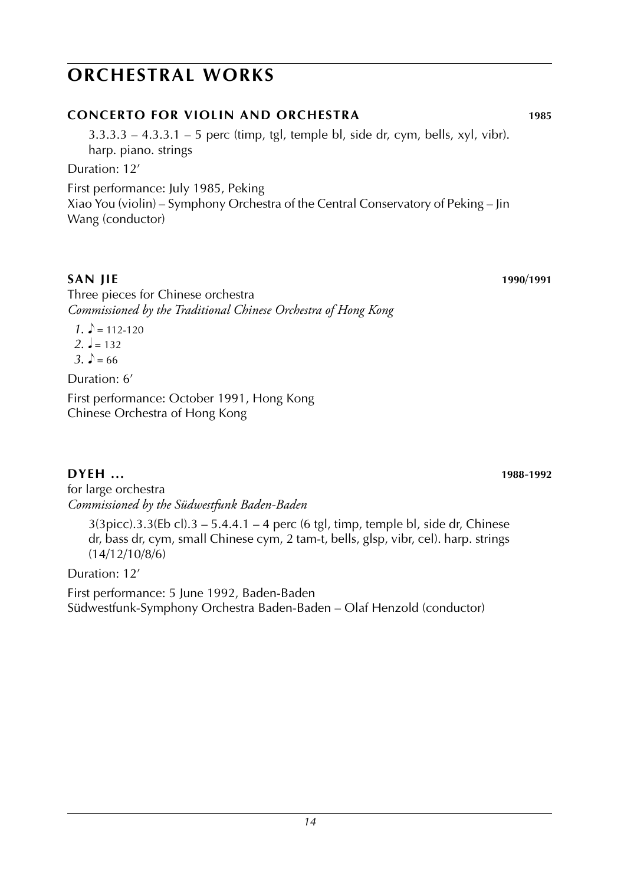# ORCHESTRAL WORKS

### CONCERTO FOR VIOLIN AND ORCHESTRA **1985**

3.3.3.3 – 4.3.3.1 – 5 perc (timp, tgl, temple bl, side dr, cym, bells, xyl, vibr). harp. piano. strings

Duration: 12′

First performance: July 1985, Peking
Xiao You (violin) – Symphony Orchestra of the Central Conservatory of Peking – Jin Wang (conductor)

### SAN JIE **1990/1991**

Three pieces for Chinese orchestra
*Commissioned by the Traditional Chinese Orchestra of Hong Kong*

*1.* ♪ = 112-120
*2.* ♩ = 132
*3.* ♪ = 66

Duration: 6′

First performance: October 1991, Hong Kong
Chinese Orchestra of Hong Kong

### DYEH … **1988-1992**

for large orchestra
*Commissioned by the Südwestfunk Baden-Baden*

3(3picc).3.3(Eb cl).3 – 5.4.4.1 – 4 perc (6 tgl, timp, temple bl, side dr, Chinese dr, bass dr, cym, small Chinese cym, 2 tam-t, bells, glsp, vibr, cel). harp. strings (14/12/10/8/6)

Duration: 12′

First performance: 5 June 1992, Baden-Baden
Südwestfunk-Symphony Orchestra Baden-Baden – Olaf Henzold (conductor)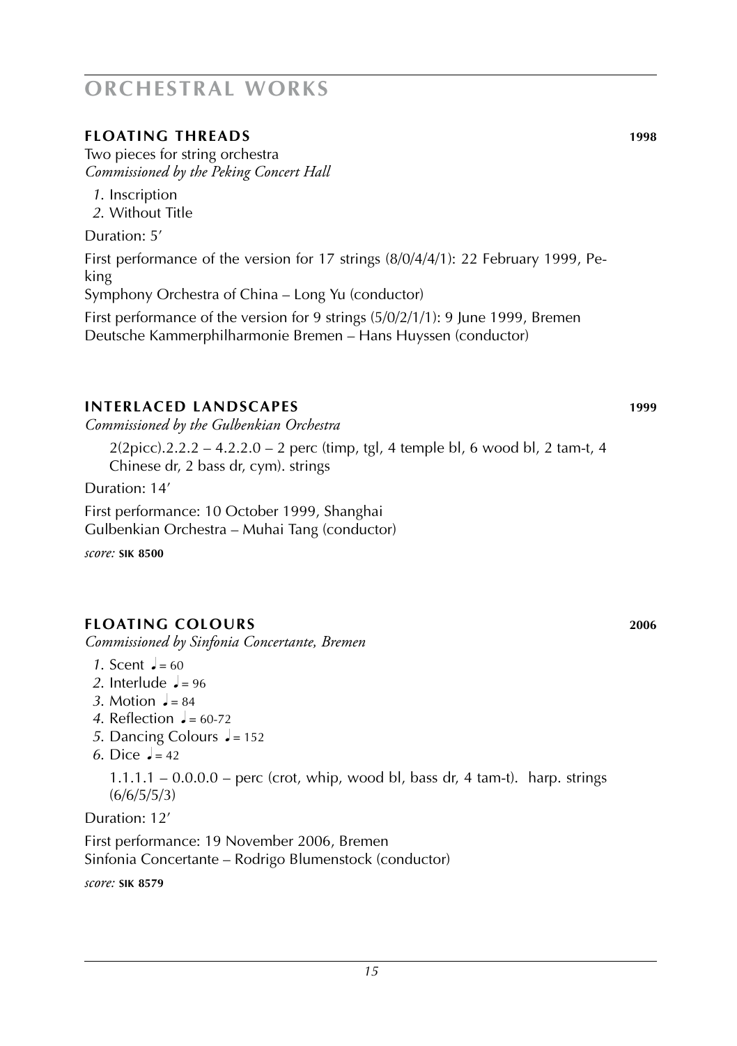# ORCHESTRAL WORKS

## FLOATING THREADS 1998

Two pieces for string orchestra
*Commissioned by the Peking Concert Hall*

*1.* Inscription
*2.* Without Title

Duration: 5'

First performance of the version for 17 strings (8/0/4/4/1): 22 February 1999, Peking
Symphony Orchestra of China – Long Yu (conductor)

First performance of the version for 9 strings (5/0/2/1/1): 9 June 1999, Bremen
Deutsche Kammerphilharmonie Bremen – Hans Huyssen (conductor)

## INTERLACED LANDSCAPES 1999

*Commissioned by the Gulbenkian Orchestra*

2(2picc).2.2.2 – 4.2.2.0 – 2 perc (timp, tgl, 4 temple bl, 6 wood bl, 2 tam-t, 4 Chinese dr, 2 bass dr, cym). strings

Duration: 14'

First performance: 10 October 1999, Shanghai
Gulbenkian Orchestra – Muhai Tang (conductor)

*score:* **SIK 8500**

## FLOATING COLOURS 2006

*Commissioned by Sinfonia Concertante, Bremen*

*1.* Scent ♩= 60
*2.* Interlude ♩= 96
*3.* Motion ♩= 84
*4.* Reflection ♩= 60-72
*5.* Dancing Colours ♩= 152
*6.* Dice ♩= 42

1.1.1.1 – 0.0.0.0 – perc (crot, whip, wood bl, bass dr, 4 tam-t). harp. strings (6/6/5/5/3)

Duration: 12'

First performance: 19 November 2006, Bremen
Sinfonia Concertante – Rodrigo Blumenstock (conductor)

*score:* **SIK 8579**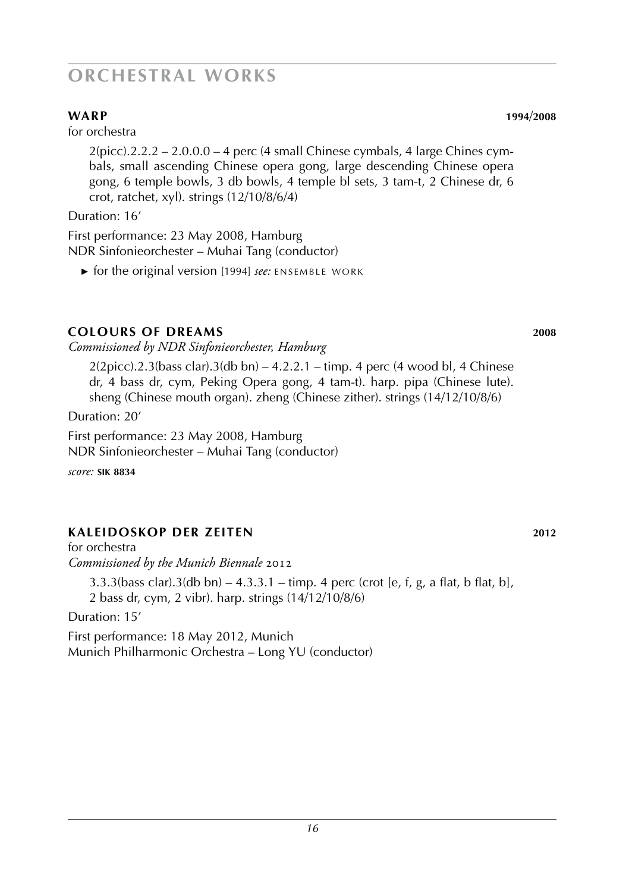# ORCHESTRAL WORKS

## WARP 1994/2008

for orchestra

2(picc).2.2.2 – 2.0.0.0 – 4 perc (4 small Chinese cymbals, 4 large Chines cymbals, small ascending Chinese opera gong, large descending Chinese opera gong, 6 temple bowls, 3 db bowls, 4 temple bl sets, 3 tam-t, 2 Chinese dr, 6 crot, ratchet, xyl). strings (12/10/8/6/4)

Duration: 16'

First performance: 23 May 2008, Hamburg
NDR Sinfonieorchester – Muhai Tang (conductor)

► for the original version [1994] *see:* ENSEMBLE WORK

## COLOURS OF DREAMS 2008

*Commissioned by NDR Sinfonieorchester, Hamburg*

2(2picc).2.3(bass clar).3(db bn) – 4.2.2.1 – timp. 4 perc (4 wood bl, 4 Chinese dr, 4 bass dr, cym, Peking Opera gong, 4 tam-t). harp. pipa (Chinese lute). sheng (Chinese mouth organ). zheng (Chinese zither). strings (14/12/10/8/6)

Duration: 20'

First performance: 23 May 2008, Hamburg
NDR Sinfonieorchester – Muhai Tang (conductor)

*score:* **SIK 8834**

## KALEIDOSKOP DER ZEITEN 2012

for orchestra
*Commissioned by the Munich Biennale 2012*

3.3.3(bass clar).3(db bn) – 4.3.3.1 – timp. 4 perc (crot [e, f, g, a flat, b flat, b], 2 bass dr, cym, 2 vibr). harp. strings (14/12/10/8/6)

Duration: 15'

First performance: 18 May 2012, Munich
Munich Philharmonic Orchestra – Long YU (conductor)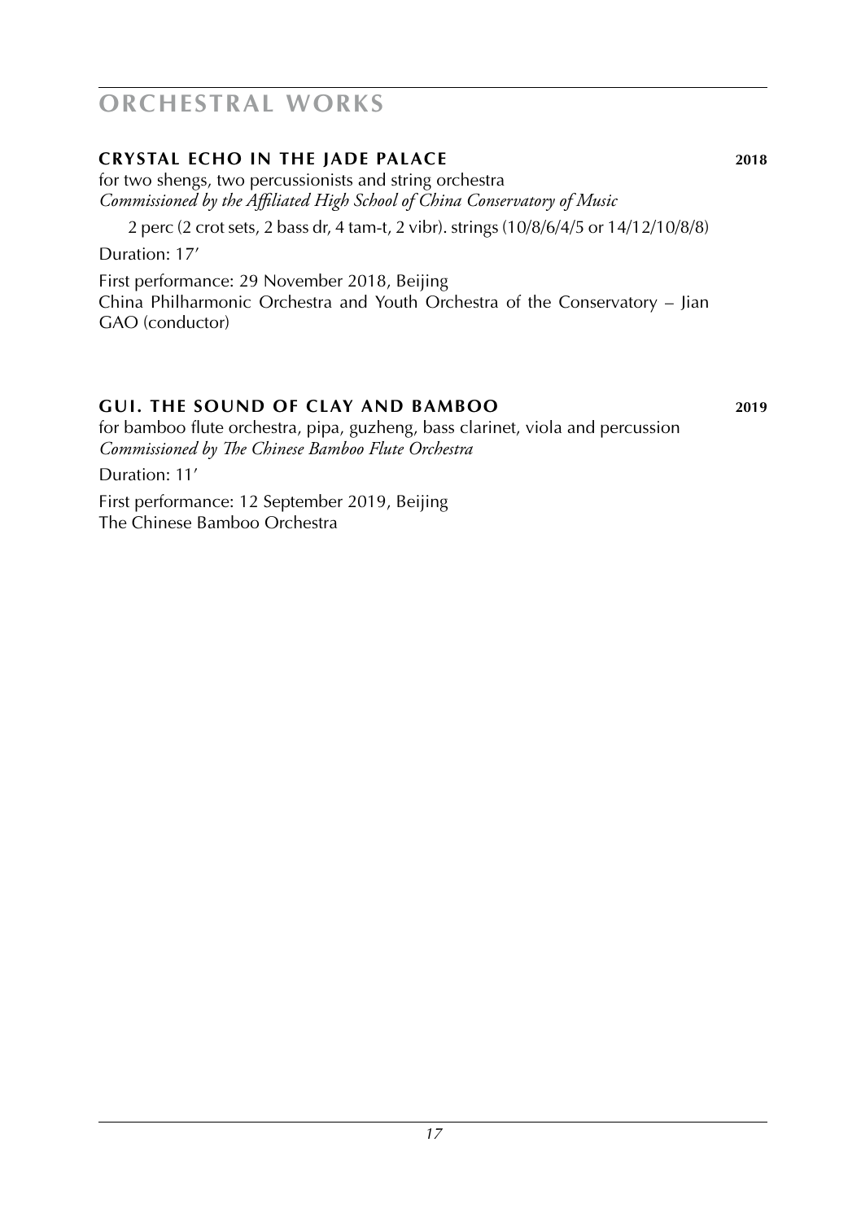# ORCHESTRAL WORKS

### CRYSTAL ECHO IN THE JADE PALACE 2018

for two shengs, two percussionists and string orchestra
*Commissioned by the Affiliated High School of China Conservatory of Music*

2 perc (2 crot sets, 2 bass dr, 4 tam-t, 2 vibr). strings (10/8/6/4/5 or 14/12/10/8/8)

Duration: 17′

First performance: 29 November 2018, Beijing
China Philharmonic Orchestra and Youth Orchestra of the Conservatory – Jian GAO (conductor)

### GUI. THE SOUND OF CLAY AND BAMBOO 2019

for bamboo flute orchestra, pipa, guzheng, bass clarinet, viola and percussion
*Commissioned by The Chinese Bamboo Flute Orchestra*

Duration: 11′

First performance: 12 September 2019, Beijing
The Chinese Bamboo Orchestra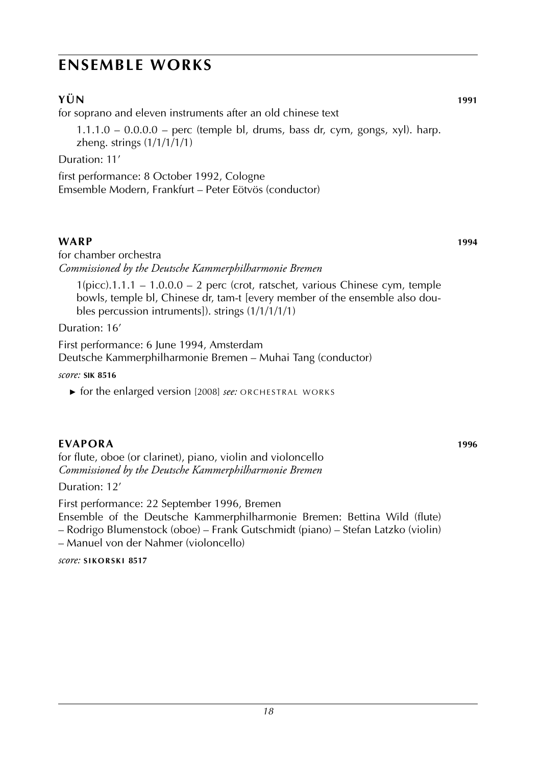# ENSEMBLE WORKS

### YÜN 1991

for soprano and eleven instruments after an old chinese text

1.1.1.0 – 0.0.0.0 – perc (temple bl, drums, bass dr, cym, gongs, xyl). harp. zheng. strings (1/1/1/1/1)

Duration: 11'

first performance: 8 October 1992, Cologne
Emsemble Modern, Frankfurt – Peter Eötvös (conductor)

### WARP 1994

for chamber orchestra
*Commissioned by the Deutsche Kammerphilharmonie Bremen*

1(picc).1.1.1 – 1.0.0.0 – 2 perc (crot, ratschet, various Chinese cym, temple bowls, temple bl, Chinese dr, tam-t [every member of the ensemble also doubles percussion intruments]). strings (1/1/1/1/1)

Duration: 16'

First performance: 6 June 1994, Amsterdam
Deutsche Kammerphilharmonie Bremen – Muhai Tang (conductor)

*score:* **SIK 8516**

► for the enlarged version [2008] *see:* ORCHESTRAL WORKS

### EVAPORA 1996

for flute, oboe (or clarinet), piano, violin and violoncello
*Commissioned by the Deutsche Kammerphilharmonie Bremen*

Duration: 12'

First performance: 22 September 1996, Bremen
Ensemble of the Deutsche Kammerphilharmonie Bremen: Bettina Wild (flute) – Rodrigo Blumenstock (oboe) – Frank Gutschmidt (piano) – Stefan Latzko (violin) – Manuel von der Nahmer (violoncello)

*score:* **SIKORSKI 8517**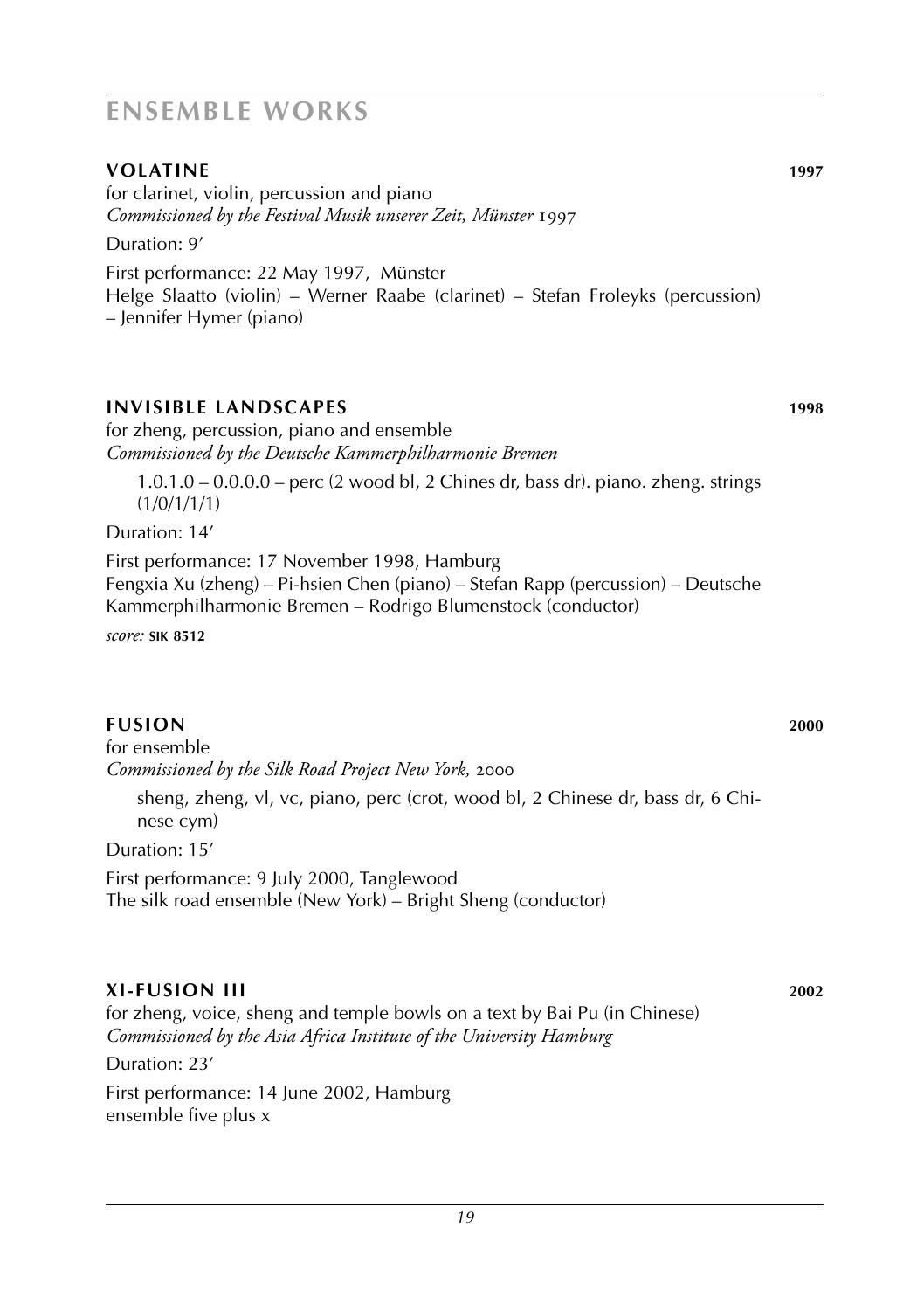# ENSEMBLE WORKS

### VOLATINE 1997

for clarinet, violin, percussion and piano
*Commissioned by the Festival Musik unserer Zeit, Münster 1997*

Duration: 9'

First performance: 22 May 1997, Münster
Helge Slaatto (violin) – Werner Raabe (clarinet) – Stefan Froleyks (percussion) – Jennifer Hymer (piano)

### INVISIBLE LANDSCAPES 1998

for zheng, percussion, piano and ensemble
*Commissioned by the Deutsche Kammerphilharmonie Bremen*

1.0.1.0 – 0.0.0.0 – perc (2 wood bl, 2 Chines dr, bass dr). piano. zheng. strings (1/0/1/1/1)

Duration: 14'

First performance: 17 November 1998, Hamburg
Fengxia Xu (zheng) – Pi-hsien Chen (piano) – Stefan Rapp (percussion) – Deutsche Kammerphilharmonie Bremen – Rodrigo Blumenstock (conductor)

*score:* **SIK 8512**

### FUSION 2000

for ensemble
*Commissioned by the Silk Road Project New York, 2000*

sheng, zheng, vl, vc, piano, perc (crot, wood bl, 2 Chinese dr, bass dr, 6 Chinese cym)

Duration: 15'

First performance: 9 July 2000, Tanglewood
The silk road ensemble (New York) – Bright Sheng (conductor)

### XI-FUSION III 2002

for zheng, voice, sheng and temple bowls on a text by Bai Pu (in Chinese)
*Commissioned by the Asia Africa Institute of the University Hamburg*

Duration: 23'

First performance: 14 June 2002, Hamburg
ensemble five plus x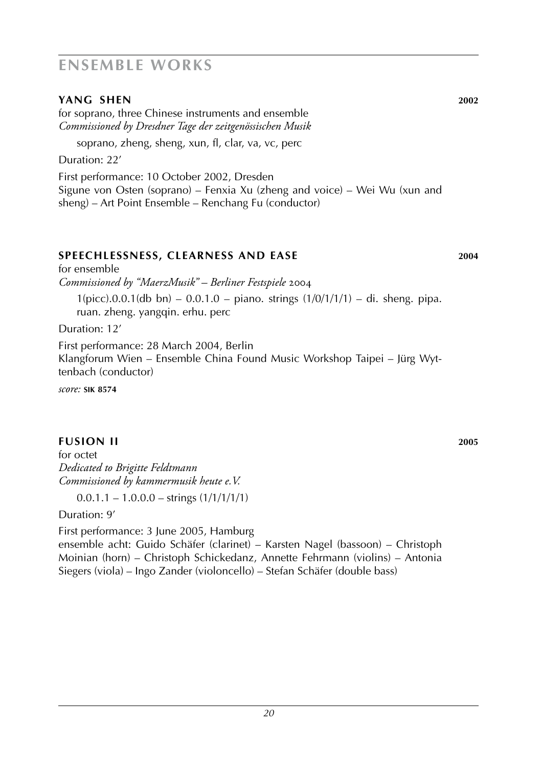# ENSEMBLE WORKS

## YANG SHEN **2002**

for soprano, three Chinese instruments and ensemble
*Commissioned by Dresdner Tage der zeitgenössischen Musik*

soprano, zheng, sheng, xun, fl, clar, va, vc, perc

Duration: 22'

First performance: 10 October 2002, Dresden
Sigune von Osten (soprano) – Fenxia Xu (zheng and voice) – Wei Wu (xun and sheng) – Art Point Ensemble – Renchang Fu (conductor)

## SPEECHLESSNESS, CLEARNESS AND EASE **2004**

for ensemble
*Commissioned by "MaerzMusik" – Berliner Festspiele* 2004

1(picc).0.0.1(db bn) – 0.0.1.0 – piano. strings (1/0/1/1/1) – di. sheng. pipa. ruan. zheng. yangqin. erhu. perc

Duration: 12'

First performance: 28 March 2004, Berlin
Klangforum Wien – Ensemble China Found Music Workshop Taipei – Jürg Wyttenbach (conductor)

*score:* **SIK 8574**

## FUSION II **2005**

for octet
*Dedicated to Brigitte Feldtmann*
*Commissioned by kammermusik heute e.V.*

0.0.1.1 – 1.0.0.0 – strings (1/1/1/1/1)

Duration: 9'

First performance: 3 June 2005, Hamburg
ensemble acht: Guido Schäfer (clarinet) – Karsten Nagel (bassoon) – Christoph Moinian (horn) – Christoph Schickedanz, Annette Fehrmann (violins) – Antonia Siegers (viola) – Ingo Zander (violoncello) – Stefan Schäfer (double bass)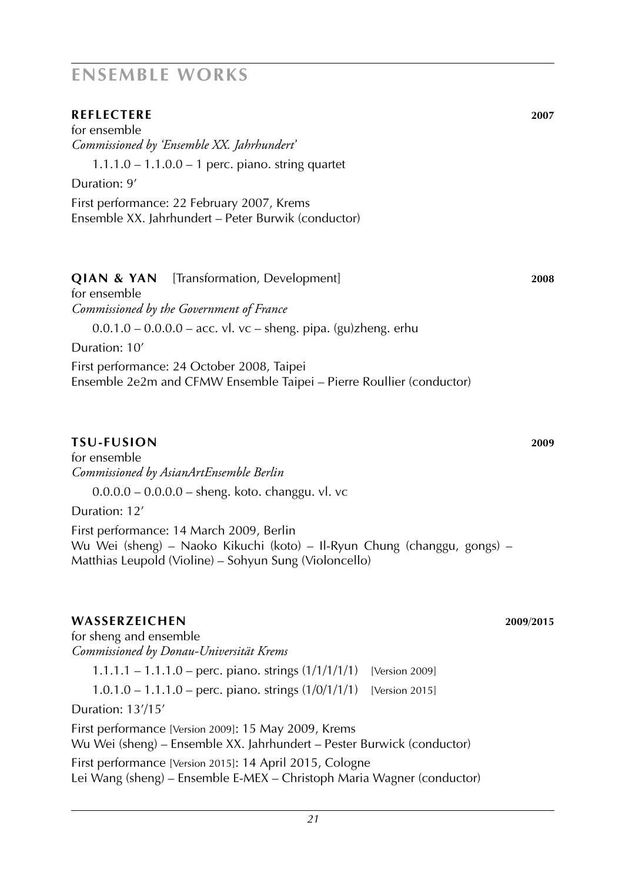# ENSEMBLE WORKS

### REFLECTERE **2007**

for ensemble
*Commissioned by 'Ensemble XX. Jahrhundert'*

1.1.1.0 – 1.1.0.0 – 1 perc. piano. string quartet

Duration: 9'

First performance: 22 February 2007, Krems
Ensemble XX. Jahrhundert – Peter Burwik (conductor)

### QIAN & YAN [Transformation, Development] **2008**

for ensemble
*Commissioned by the Government of France*

0.0.1.0 – 0.0.0.0 – acc. vl. vc – sheng. pipa. (gu)zheng. erhu

Duration: 10'

First performance: 24 October 2008, Taipei
Ensemble 2e2m and CFMW Ensemble Taipei – Pierre Roullier (conductor)

### TSU-FUSION **2009**

for ensemble
*Commissioned by AsianArtEnsemble Berlin*

0.0.0.0 – 0.0.0.0 – sheng. koto. changgu. vl. vc

Duration: 12'

First performance: 14 March 2009, Berlin
Wu Wei (sheng) – Naoko Kikuchi (koto) – Il-Ryun Chung (changgu, gongs) – Matthias Leupold (Violine) – Sohyun Sung (Violoncello)

### WASSERZEICHEN **2009/2015**

for sheng and ensemble
*Commissioned by Donau-Universität Krems*

1.1.1.1 – 1.1.1.0 – perc. piano. strings (1/1/1/1/1) [Version 2009]

1.0.1.0 – 1.1.1.0 – perc. piano. strings (1/0/1/1/1) [Version 2015]

Duration: 13'/15'

First performance [Version 2009]: 15 May 2009, Krems
Wu Wei (sheng) – Ensemble XX. Jahrhundert – Pester Burwick (conductor)

First performance [Version 2015]: 14 April 2015, Cologne
Lei Wang (sheng) – Ensemble E-MEX – Christoph Maria Wagner (conductor)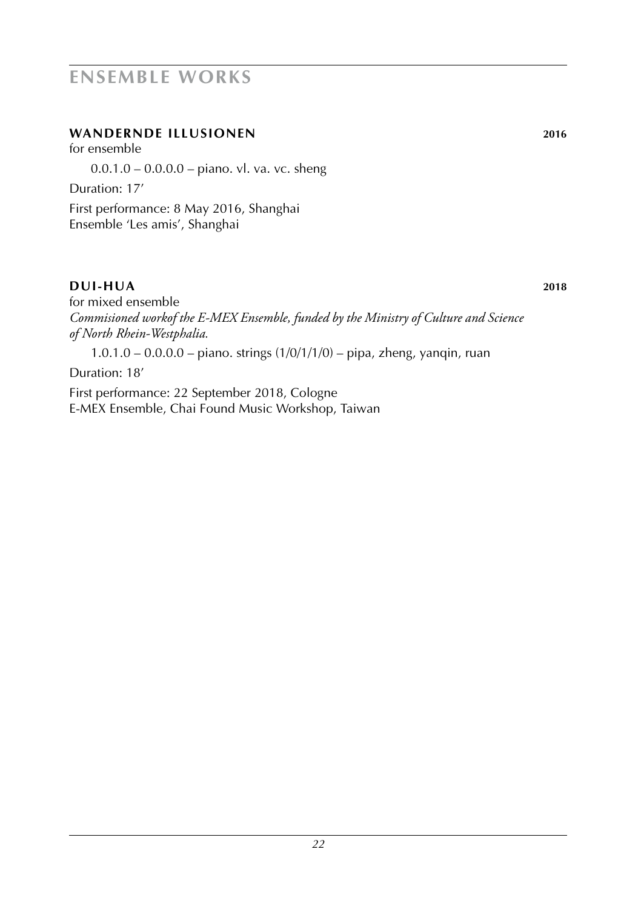# ENSEMBLE WORKS

## WANDERNDE ILLUSIONEN 2016

for ensemble

0.0.1.0 – 0.0.0.0 – piano. vl. va. vc. sheng

Duration: 17'

First performance: 8 May 2016, Shanghai
Ensemble 'Les amis', Shanghai

## DUI-HUA 2018

for mixed ensemble

*Commisioned workof the E-MEX Ensemble, funded by the Ministry of Culture and Science of North Rhein-Westphalia.*

1.0.1.0 – 0.0.0.0 – piano. strings (1/0/1/1/0) – pipa, zheng, yanqin, ruan

Duration: 18'

First performance: 22 September 2018, Cologne
E-MEX Ensemble, Chai Found Music Workshop, Taiwan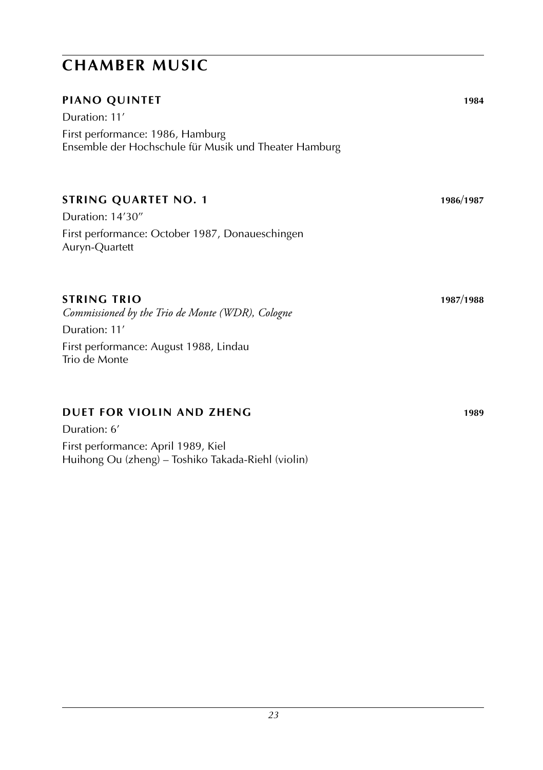# CHAMBER MUSIC

## PIANO QUINTET 1984

Duration: 11′

First performance: 1986, Hamburg
Ensemble der Hochschule für Musik und Theater Hamburg

## STRING QUARTET NO. 1 1986/1987

Duration: 14′30″

First performance: October 1987, Donaueschingen
Auryn-Quartett

## STRING TRIO 1987/1988

*Commissioned by the Trio de Monte (WDR), Cologne*

Duration: 11′

First performance: August 1988, Lindau
Trio de Monte

## DUET FOR VIOLIN AND ZHENG 1989

Duration: 6′

First performance: April 1989, Kiel
Huihong Ou (zheng) – Toshiko Takada-Riehl (violin)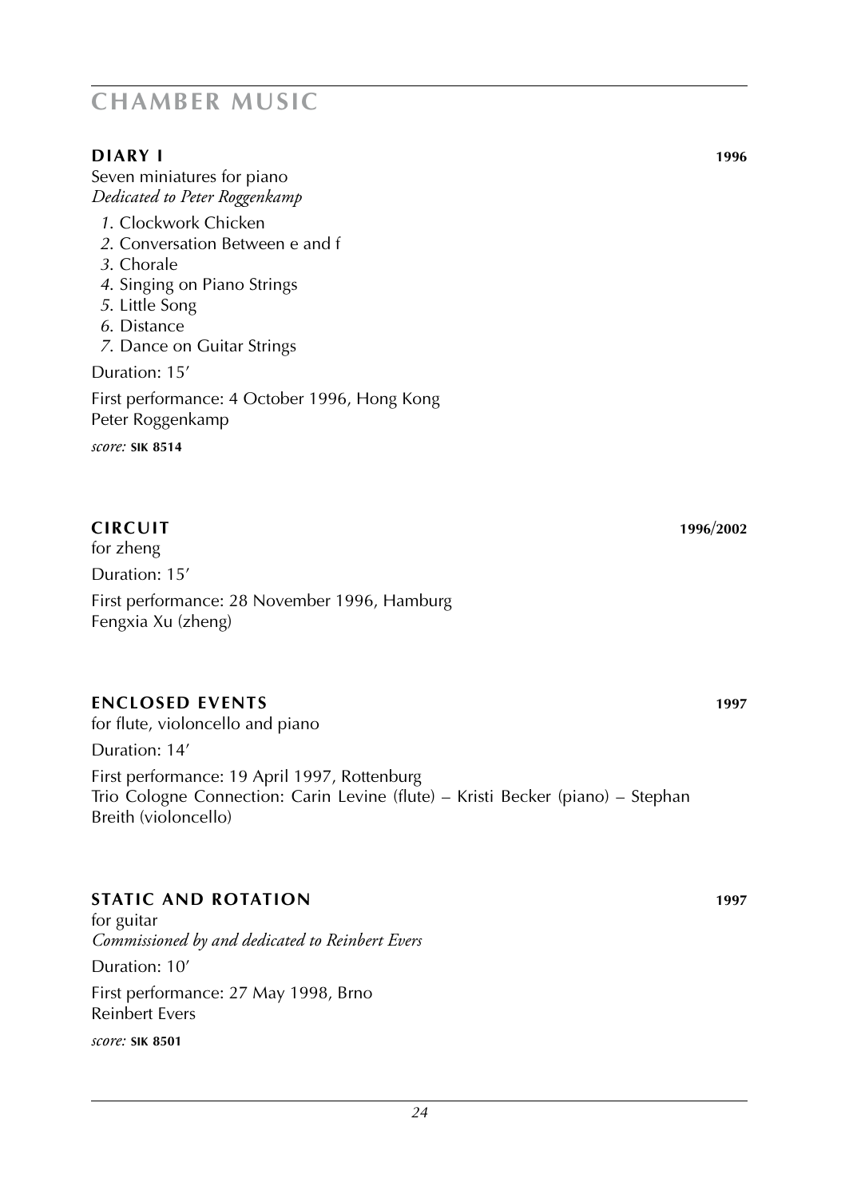# CHAMBER MUSIC

### DIARY I 1996

Seven miniatures for piano
*Dedicated to Peter Roggenkamp*

*1*. Clockwork Chicken
*2*. Conversation Between e and f
*3*. Chorale
*4*. Singing on Piano Strings
*5*. Little Song
*6*. Distance
*7*. Dance on Guitar Strings

Duration: 15'

First performance: 4 October 1996, Hong Kong
Peter Roggenkamp

*score:* **SIK 8514**

### CIRCUIT 1996/2002

for zheng

Duration: 15'

First performance: 28 November 1996, Hamburg
Fengxia Xu (zheng)

### ENCLOSED EVENTS 1997

for flute, violoncello and piano

Duration: 14'

First performance: 19 April 1997, Rottenburg
Trio Cologne Connection: Carin Levine (flute) – Kristi Becker (piano) – Stephan Breith (violoncello)

### STATIC AND ROTATION 1997

for guitar
*Commissioned by and dedicated to Reinbert Evers*

Duration: 10'

First performance: 27 May 1998, Brno
Reinbert Evers

*score:* **SIK 8501**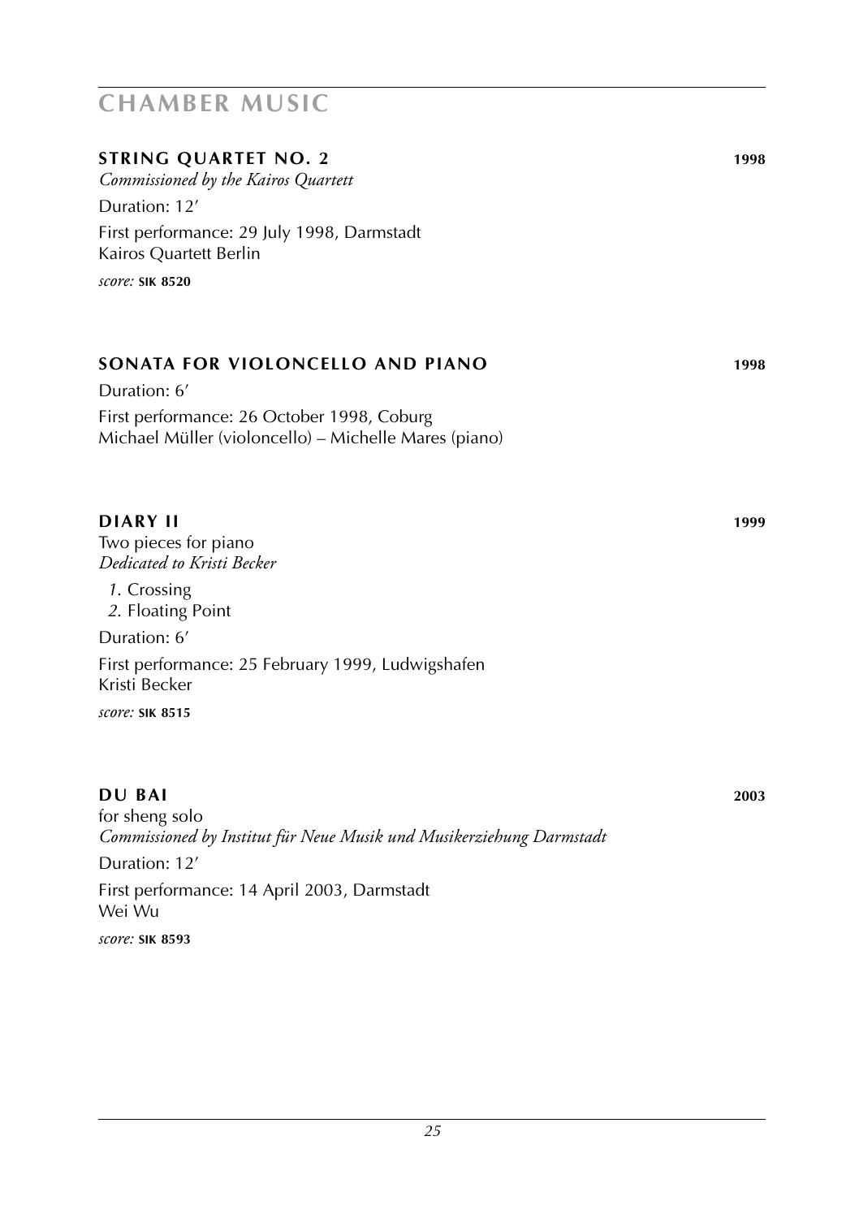# CHAMBER MUSIC

## STRING QUARTET NO. 2 — 1998

*Commissioned by the Kairos Quartett*

Duration: 12′

First performance: 29 July 1998, Darmstadt
Kairos Quartett Berlin

*score:* **SIK 8520**

## SONATA FOR VIOLONCELLO AND PIANO — 1998

Duration: 6′

First performance: 26 October 1998, Coburg
Michael Müller (violoncello) – Michelle Mares (piano)

## DIARY II — 1999

Two pieces for piano
*Dedicated to Kristi Becker*

*1.* Crossing
*2.* Floating Point

Duration: 6′

First performance: 25 February 1999, Ludwigshafen
Kristi Becker

*score:* **SIK 8515**

## DU BAI — 2003

for sheng solo
*Commissioned by Institut für Neue Musik und Musikerziehung Darmstadt*

Duration: 12′

First performance: 14 April 2003, Darmstadt
Wei Wu

*score:* **SIK 8593**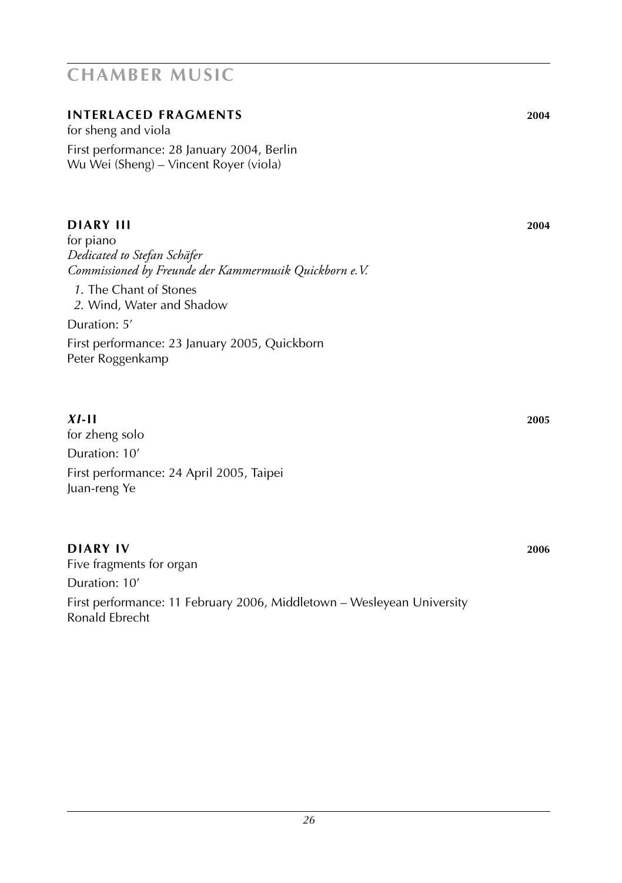# CHAMBER MUSIC

## INTERLACED FRAGMENTS 2004

for sheng and viola

First performance: 28 January 2004, Berlin
Wu Wei (Sheng) – Vincent Royer (viola)

## DIARY III 2004

for piano
*Dedicated to Stefan Schäfer*
*Commissioned by Freunde der Kammermusik Quickborn e.V.*

*1.* The Chant of Stones
*2.* Wind, Water and Shadow

Duration: 5′

First performance: 23 January 2005, Quickborn
Peter Roggenkamp

## *XI*-II 2005

for zheng solo

Duration: 10′

First performance: 24 April 2005, Taipei
Juan-reng Ye

## DIARY IV 2006

Five fragments for organ

Duration: 10′

First performance: 11 February 2006, Middletown – Wesleyean University
Ronald Ebrecht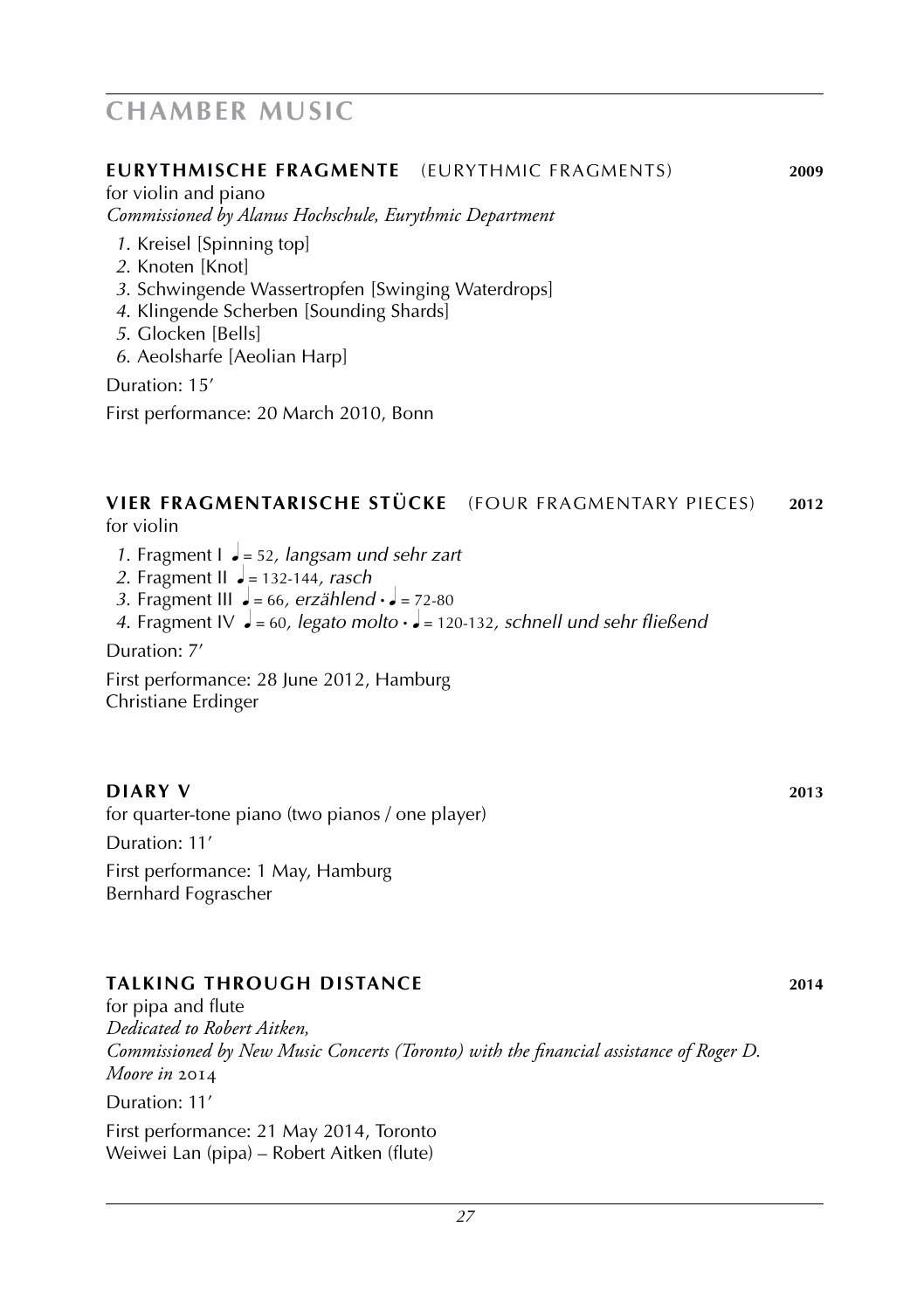# CHAMBER MUSIC

## EURYTHMISCHE FRAGMENTE (EURYTHMIC FRAGMENTS) 2009

for violin and piano
*Commissioned by Alanus Hochschule, Eurythmic Department*

*1*. Kreisel [Spinning top]
*2*. Knoten [Knot]
*3*. Schwingende Wassertropfen [Swinging Waterdrops]
*4*. Klingende Scherben [Sounding Shards]
*5*. Glocken [Bells]
*6*. Aeolsharfe [Aeolian Harp]

Duration: 15′

First performance: 20 March 2010, Bonn

## VIER FRAGMENTARISCHE STÜCKE (FOUR FRAGMENTARY PIECES) 2012

for violin

*1*. Fragment I ♩ = 52, *langsam und sehr zart*
*2*. Fragment II ♩ = 132-144, *rasch*
*3*. Fragment III ♩ = 66, *erzählend* • ♩ = 72-80
*4*. Fragment IV ♩ = 60, *legato molto* • ♩ = 120-132, *schnell und sehr fließend*

Duration: 7′

First performance: 28 June 2012, Hamburg
Christiane Erdinger

## DIARY V 2013

for quarter-tone piano (two pianos / one player)

Duration: 11′

First performance: 1 May, Hamburg
Bernhard Fograscher

## TALKING THROUGH DISTANCE 2014

for pipa and flute
*Dedicated to Robert Aitken,*
*Commissioned by New Music Concerts (Toronto) with the financial assistance of Roger D. Moore in* 2014

Duration: 11′

First performance: 21 May 2014, Toronto
Weiwei Lan (pipa) – Robert Aitken (flute)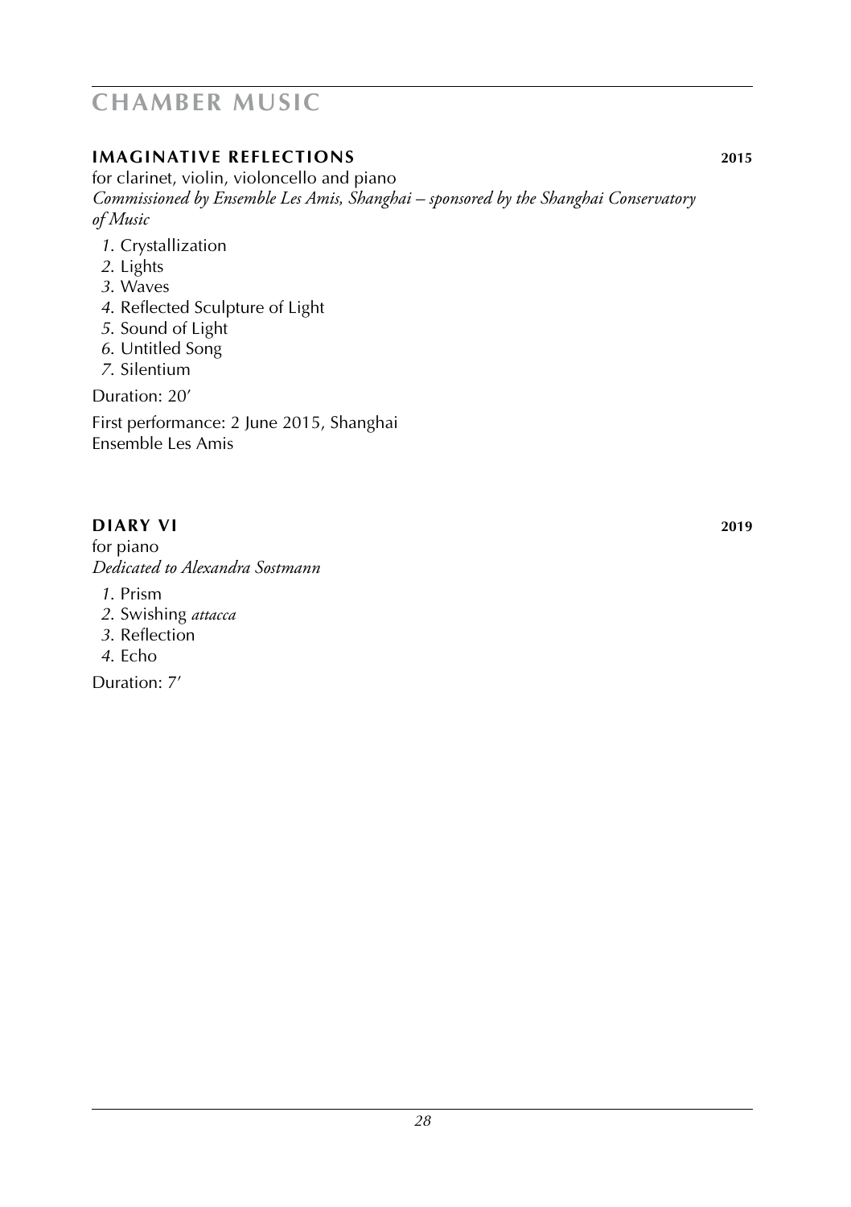# CHAMBER MUSIC

### IMAGINATIVE REFLECTIONS 2015

for clarinet, violin, violoncello and piano
*Commissioned by Ensemble Les Amis, Shanghai – sponsored by the Shanghai Conservatory of Music*

*1.* Crystallization
*2.* Lights
*3.* Waves
*4.* Reflected Sculpture of Light
*5.* Sound of Light
*6.* Untitled Song
*7.* Silentium

Duration: 20'

First performance: 2 June 2015, Shanghai
Ensemble Les Amis

### DIARY VI 2019

for piano
*Dedicated to Alexandra Sostmann*

*1.* Prism
*2.* Swishing *attacca*
*3.* Reflection
*4.* Echo

Duration: 7'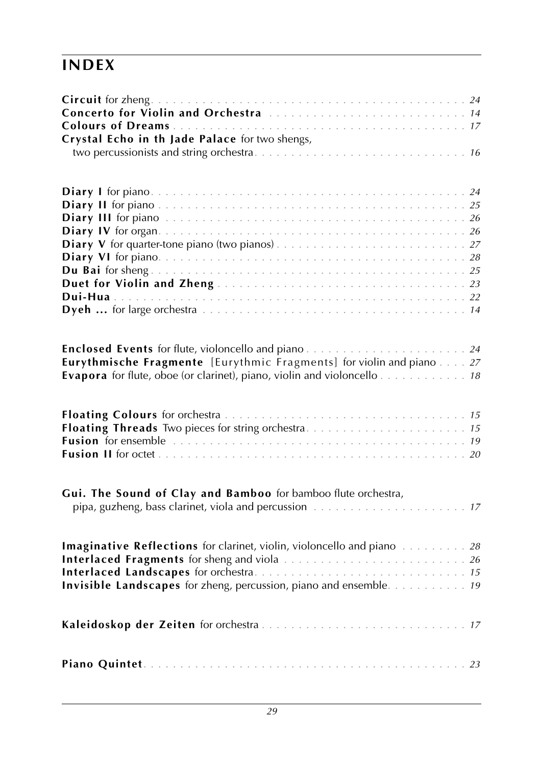# INDEX

**Circuit** for zheng . . . . . . . . . . . . . . . . . . . . . . . . . . . . . . . . . . . . . . . . *24*
**Concerto for Violin and Orchestra** . . . . . . . . . . . . . . . . . . . . . . . . . . . . *14*
**Colours of Dreams** . . . . . . . . . . . . . . . . . . . . . . . . . . . . . . . . . . . . . . . *17*
**Crystal Echo in th Jade Palace** for two shengs,
two percussionists and string orchestra . . . . . . . . . . . . . . . . . . . . . . . . . . *16*

**Diary I** for piano . . . . . . . . . . . . . . . . . . . . . . . . . . . . . . . . . . . . . . . . *24*
**Diary II** for piano . . . . . . . . . . . . . . . . . . . . . . . . . . . . . . . . . . . . . . . . *25*
**Diary III** for piano . . . . . . . . . . . . . . . . . . . . . . . . . . . . . . . . . . . . . . . *26*
**Diary IV** for organ . . . . . . . . . . . . . . . . . . . . . . . . . . . . . . . . . . . . . . . . *26*
**Diary V** for quarter-tone piano (two pianos) . . . . . . . . . . . . . . . . . . . . . . . *27*
**Diary VI** for piano . . . . . . . . . . . . . . . . . . . . . . . . . . . . . . . . . . . . . . . . *28*
**Du Bai** for sheng . . . . . . . . . . . . . . . . . . . . . . . . . . . . . . . . . . . . . . . . *25*
**Duet for Violin and Zheng** . . . . . . . . . . . . . . . . . . . . . . . . . . . . . . . . . . *23*
**Dui-Hua** . . . . . . . . . . . . . . . . . . . . . . . . . . . . . . . . . . . . . . . . . . . . . *22*
**Dyeh ...** for large orchestra . . . . . . . . . . . . . . . . . . . . . . . . . . . . . . . . . *14*

**Enclosed Events** for flute, violoncello and piano . . . . . . . . . . . . . . . . . . . . *24*
**Eurythmische Fragmente** [Eurythmic Fragments] for violin and piano . . . . *27*
**Evapora** for flute, oboe (or clarinet), piano, violin and violoncello . . . . . . . . . *18*

**Floating Colours** for orchestra . . . . . . . . . . . . . . . . . . . . . . . . . . . . . . . . *15*
**Floating Threads** Two pieces for string orchestra . . . . . . . . . . . . . . . . . . . . *15*
**Fusion** for ensemble . . . . . . . . . . . . . . . . . . . . . . . . . . . . . . . . . . . . . . . *19*
**Fusion II** for octet . . . . . . . . . . . . . . . . . . . . . . . . . . . . . . . . . . . . . . . . *20*

**Gui. The Sound of Clay and Bamboo** for bamboo flute orchestra,
pipa, guzheng, bass clarinet, viola and percussion . . . . . . . . . . . . . . . . . . . *17*

**Imaginative Reflections** for clarinet, violin, violoncello and piano . . . . . . . . *28*
**Interlaced Fragments** for sheng and viola . . . . . . . . . . . . . . . . . . . . . . . . *26*
**Interlaced Landscapes** for orchestra . . . . . . . . . . . . . . . . . . . . . . . . . . . . *15*
**Invisible Landscapes** for zheng, percussion, piano and ensemble . . . . . . . . . *19*

**Kaleidoskop der Zeiten** for orchestra . . . . . . . . . . . . . . . . . . . . . . . . . . . *17*

**Piano Quintet** . . . . . . . . . . . . . . . . . . . . . . . . . . . . . . . . . . . . . . . . . . *23*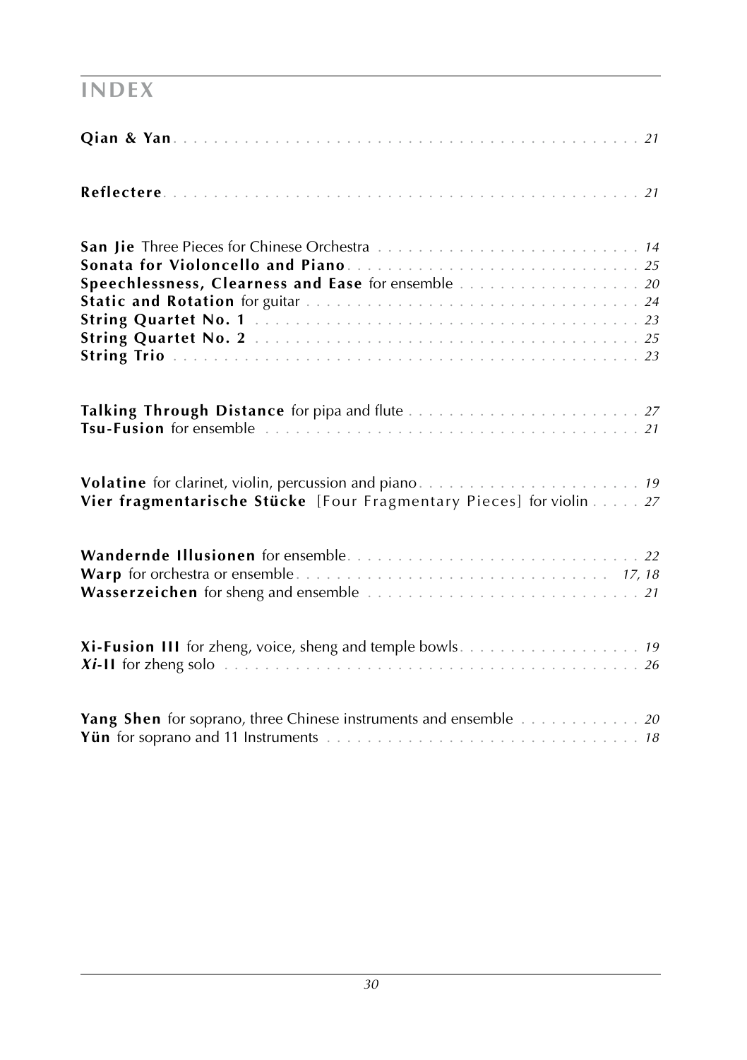# INDEX

**Qian & Yan** . . . . . . . . . . . . . . . . . . . . . . . . . . . . . . . . . . . . . . . . *21*

**Reflectere** . . . . . . . . . . . . . . . . . . . . . . . . . . . . . . . . . . . . . . . . *21*

**San Jie** Three Pieces for Chinese Orchestra . . . . . . . . . . . . . . . . . . . . . . . . . *14*
**Sonata for Violoncello and Piano** . . . . . . . . . . . . . . . . . . . . . . . . . . . . . *25*
**Speechlessness, Clearness and Ease** for ensemble . . . . . . . . . . . . . . . . . . *20*
**Static and Rotation** for guitar . . . . . . . . . . . . . . . . . . . . . . . . . . . . . . . *24*
**String Quartet No. 1** . . . . . . . . . . . . . . . . . . . . . . . . . . . . . . . . . . . *23*
**String Quartet No. 2** . . . . . . . . . . . . . . . . . . . . . . . . . . . . . . . . . . . *25*
**String Trio** . . . . . . . . . . . . . . . . . . . . . . . . . . . . . . . . . . . . . . . . *23*

**Talking Through Distance** for pipa and flute . . . . . . . . . . . . . . . . . . . . . . . *27*
**Tsu-Fusion** for ensemble . . . . . . . . . . . . . . . . . . . . . . . . . . . . . . . . . *21*

**Volatine** for clarinet, violin, percussion and piano . . . . . . . . . . . . . . . . . . . . . *19*
**Vier fragmentarische Stücke** [Four Fragmentary Pieces] for violin . . . . . *27*

**Wandernde Illusionen** for ensemble . . . . . . . . . . . . . . . . . . . . . . . . . . . . *22*
**Warp** for orchestra or ensemble . . . . . . . . . . . . . . . . . . . . . . . . . . . . *17, 18*
**Wasserzeichen** for sheng and ensemble . . . . . . . . . . . . . . . . . . . . . . . . . *21*

**Xi-Fusion III** for zheng, voice, sheng and temple bowls . . . . . . . . . . . . . . . . . *19*
***Xi*-II** for zheng solo . . . . . . . . . . . . . . . . . . . . . . . . . . . . . . . . . . . *26*

**Yang Shen** for soprano, three Chinese instruments and ensemble . . . . . . . . . . . *20*
**Yün** for soprano and 11 Instruments . . . . . . . . . . . . . . . . . . . . . . . . . . . *18*